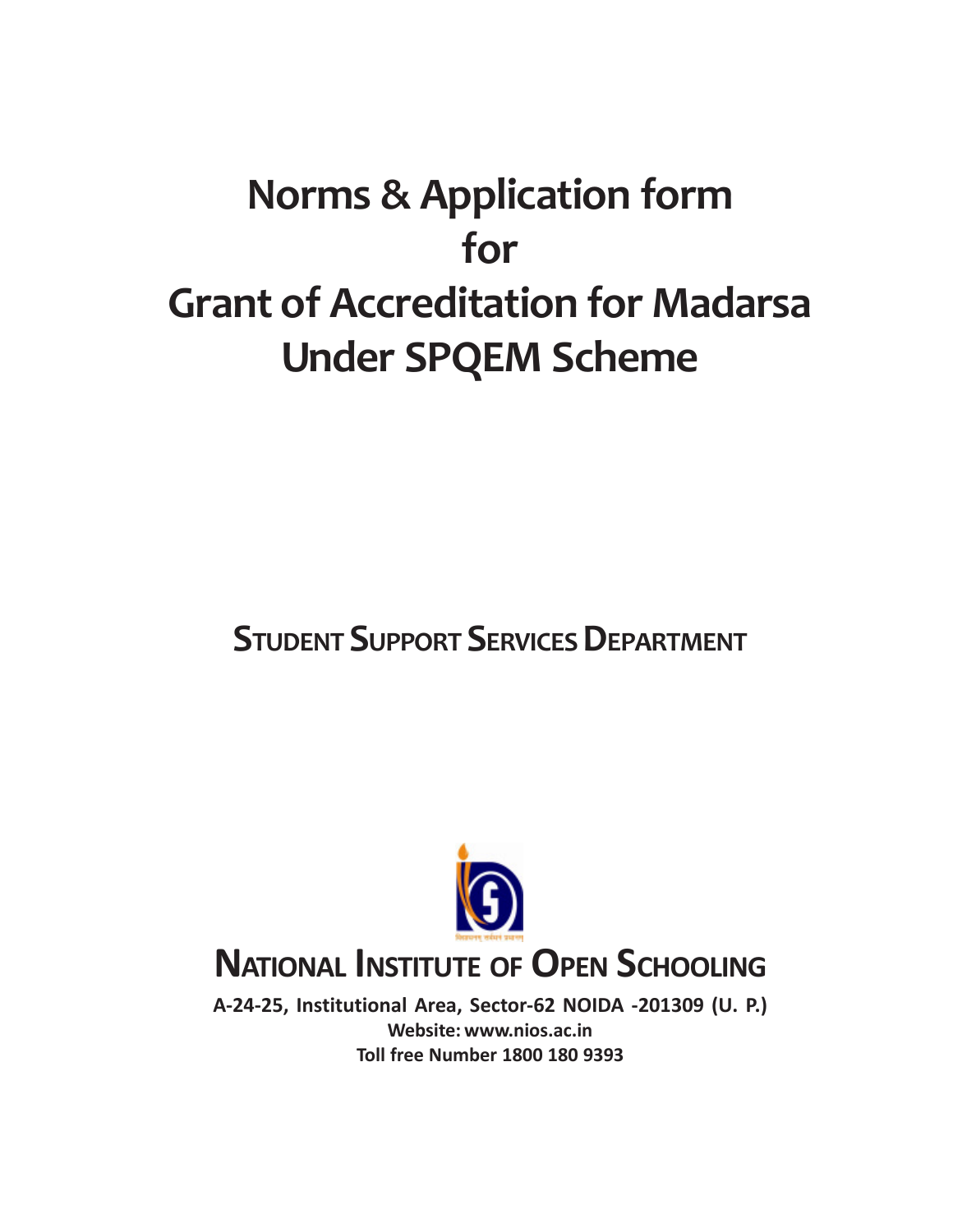# Norms & Application form for Grant of Accreditation for Madarsa Under SPQEM Scheme

**STUDENT SUPPORT SERVICES DEPARTMENT**

**NATIONAL INSTITUTE OF OPEN SCHOOLING**

**A-24-25, Institutional Area, Sector-62 NOIDA -201309 (U. P.)**

**Website: www.nios.ac.in**

**Toll free Number 1800 180 9393**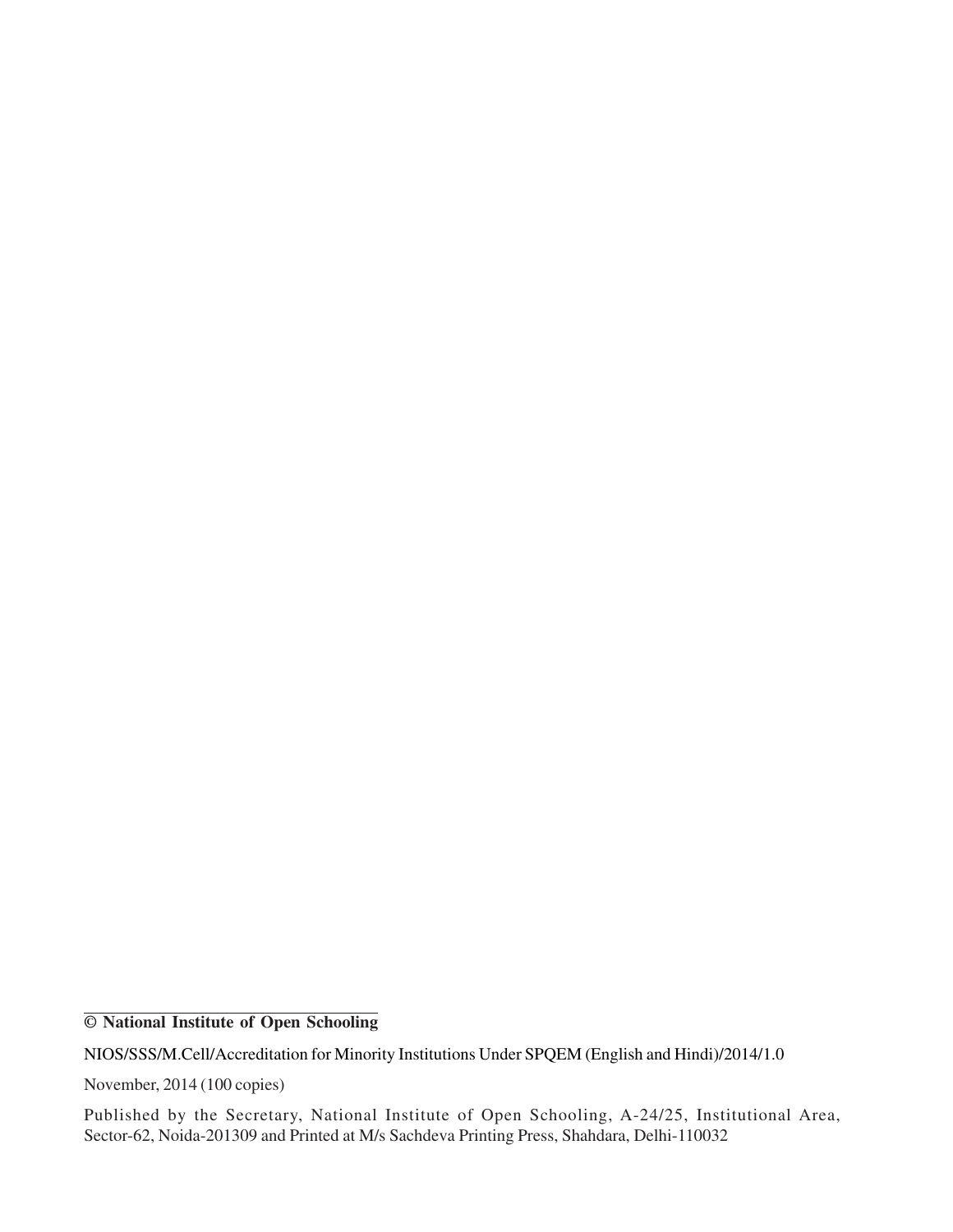**© National Institute of Open Schooling**

NIOS/SSS/M.Cell/Accreditation for Minority Institutions Under SPQEM (English and Hindi)/2014/1.0

November, 2014 (100 copies)

Published by the Secretary, National Institute of Open Schooling, A-24/25, Institutional Area, Sector-62, Noida-201309 and Printed at M/s Sachdeva Printing Press, Shahdara, Delhi-110032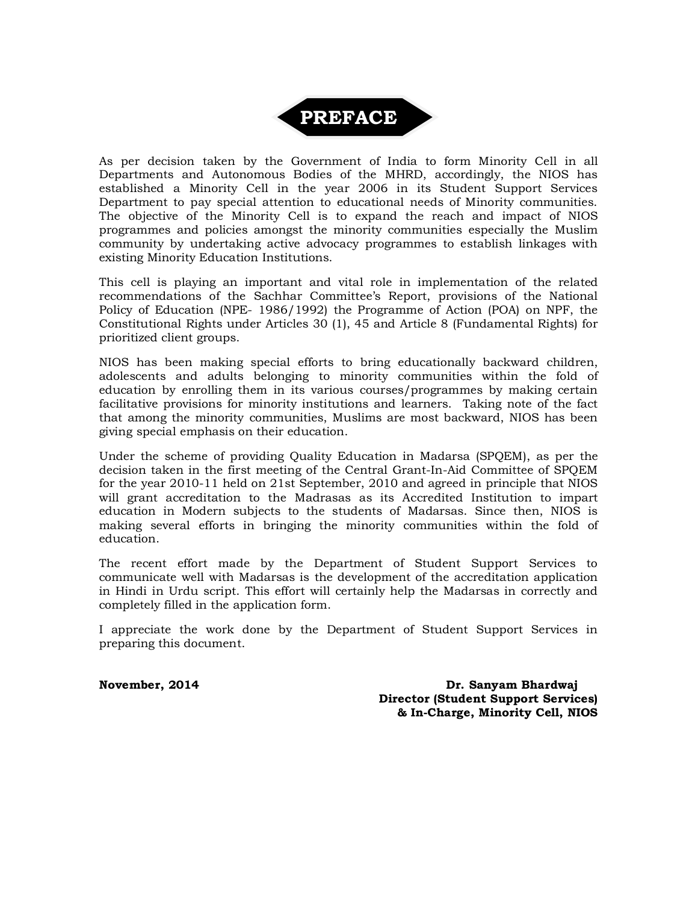# PREFACE

As per decision taken by the Government of India to form Minority Cell in all Departments and Autonomous Bodies of the MHRD, accordingly, the NIOS has established a Minority Cell in the year 2006 in its Student Support Services Department to pay special attention to educational needs of Minority communities. The objective of the Minority Cell is to expand the reach and impact of NIOS programmes and policies amongst the minority communities especially the Muslim community by undertaking active advocacy programmes to establish linkages with existing Minority Education Institutions.

This cell is playing an important and vital role in implementation of the related recommendations of the Sachhar Committee's Report, provisions of the National Policy of Education (NPE- 1986/1992) the Programme of Action (POA) on NPF, the Constitutional Rights under Articles 30 (1), 45 and Article 8 (Fundamental Rights) for prioritized client groups.

NIOS has been making special efforts to bring educationally backward children, adolescents and adults belonging to minority communities within the fold of education by enrolling them in its various courses/programmes by making certain facilitative provisions for minority institutions and learners. Taking note of the fact that among the minority communities, Muslims are most backward, NIOS has been giving special emphasis on their education.

Under the scheme of providing Quality Education in Madarsa (SPQEM), as per the decision taken in the first meeting of the Central Grant-In-Aid Committee of SPQEM for the year 2010-11 held on 21st September, 2010 and agreed in principle that NIOS will grant accreditation to the Madrasas as its Accredited Institution to impart education in Modern subjects to the students of Madarsas. Since then, NIOS is making several efforts in bringing the minority communities within the fold of education.

The recent effort made by the Department of Student Support Services to communicate well with Madarsas is the development of the accreditation application in Hindi in Urdu script. This effort will certainly help the Madarsas in correctly and completely filled in the application form.

I appreciate the work done by the Department of Student Support Services in preparing this document.

**November, 2014**

**Dr. Sanyam Bhardwaj**
**Director (Student Support Services)**
**& In-Charge, Minority Cell, NIOS**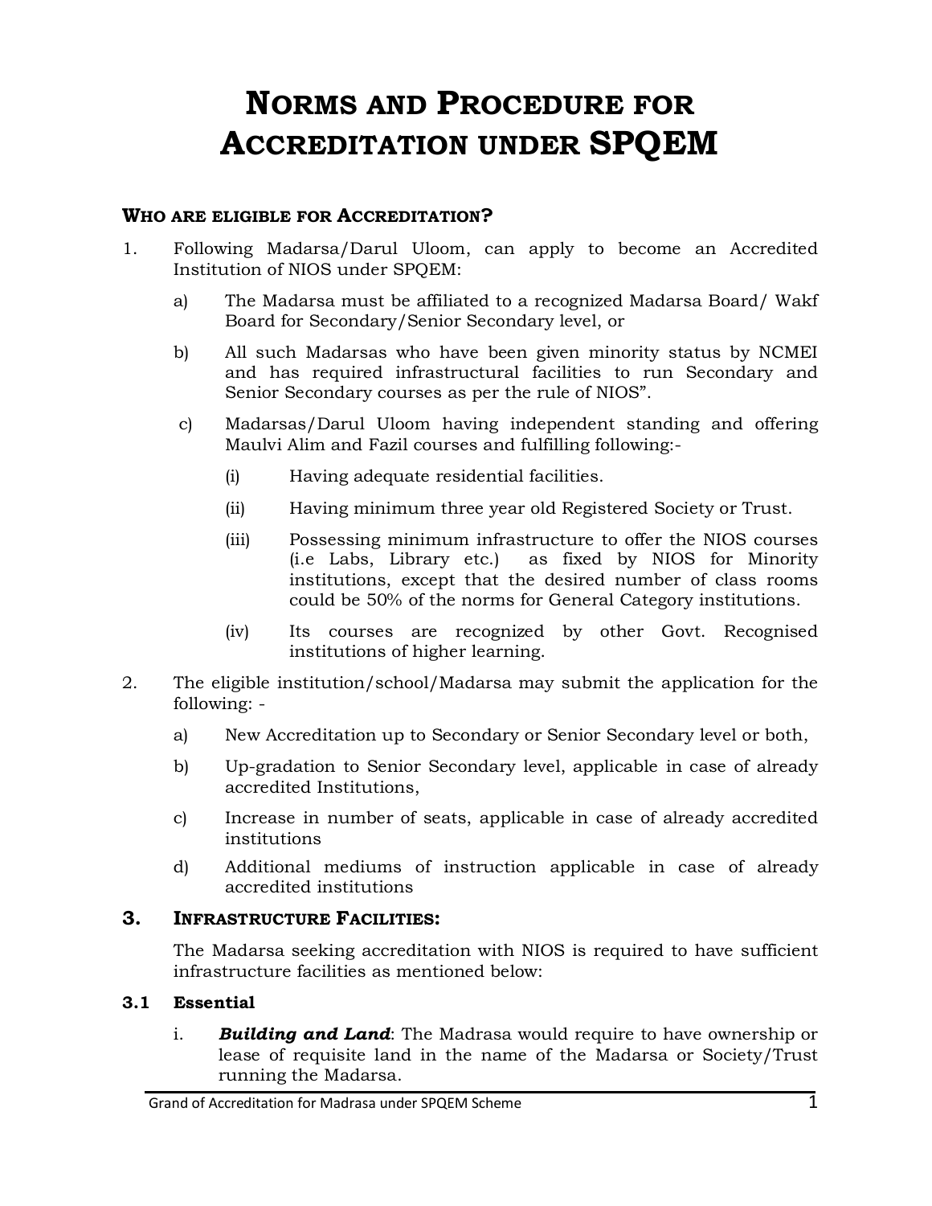# NORMS AND PROCEDURE FOR ACCREDITATION UNDER SPQEM

## WHO ARE ELIGIBLE FOR ACCREDITATION?

1. Following Madarsa/Darul Uloom, can apply to become an Accredited Institution of NIOS under SPQEM:

   a) The Madarsa must be affiliated to a recognized Madarsa Board/ Wakf Board for Secondary/Senior Secondary level, or

   b) All such Madarsas who have been given minority status by NCMEI and has required infrastructural facilities to run Secondary and Senior Secondary courses as per the rule of NIOS".

   c) Madarsas/Darul Uloom having independent standing and offering Maulvi Alim and Fazil courses and fulfilling following:-

      (i) Having adequate residential facilities.

      (ii) Having minimum three year old Registered Society or Trust.

      (iii) Possessing minimum infrastructure to offer the NIOS courses (i.e Labs, Library etc.) as fixed by NIOS for Minority institutions, except that the desired number of class rooms could be 50% of the norms for General Category institutions.

      (iv) Its courses are recognized by other Govt. Recognised institutions of higher learning.

2. The eligible institution/school/Madarsa may submit the application for the following: -

   a) New Accreditation up to Secondary or Senior Secondary level or both,

   b) Up-gradation to Senior Secondary level, applicable in case of already accredited Institutions,

   c) Increase in number of seats, applicable in case of already accredited institutions

   d) Additional mediums of instruction applicable in case of already accredited institutions

## 3. INFRASTRUCTURE FACILITIES:

The Madarsa seeking accreditation with NIOS is required to have sufficient infrastructure facilities as mentioned below:

### 3.1 Essential

i. ***Building and Land***: The Madrasa would require to have ownership or lease of requisite land in the name of the Madarsa or Society/Trust running the Madarsa.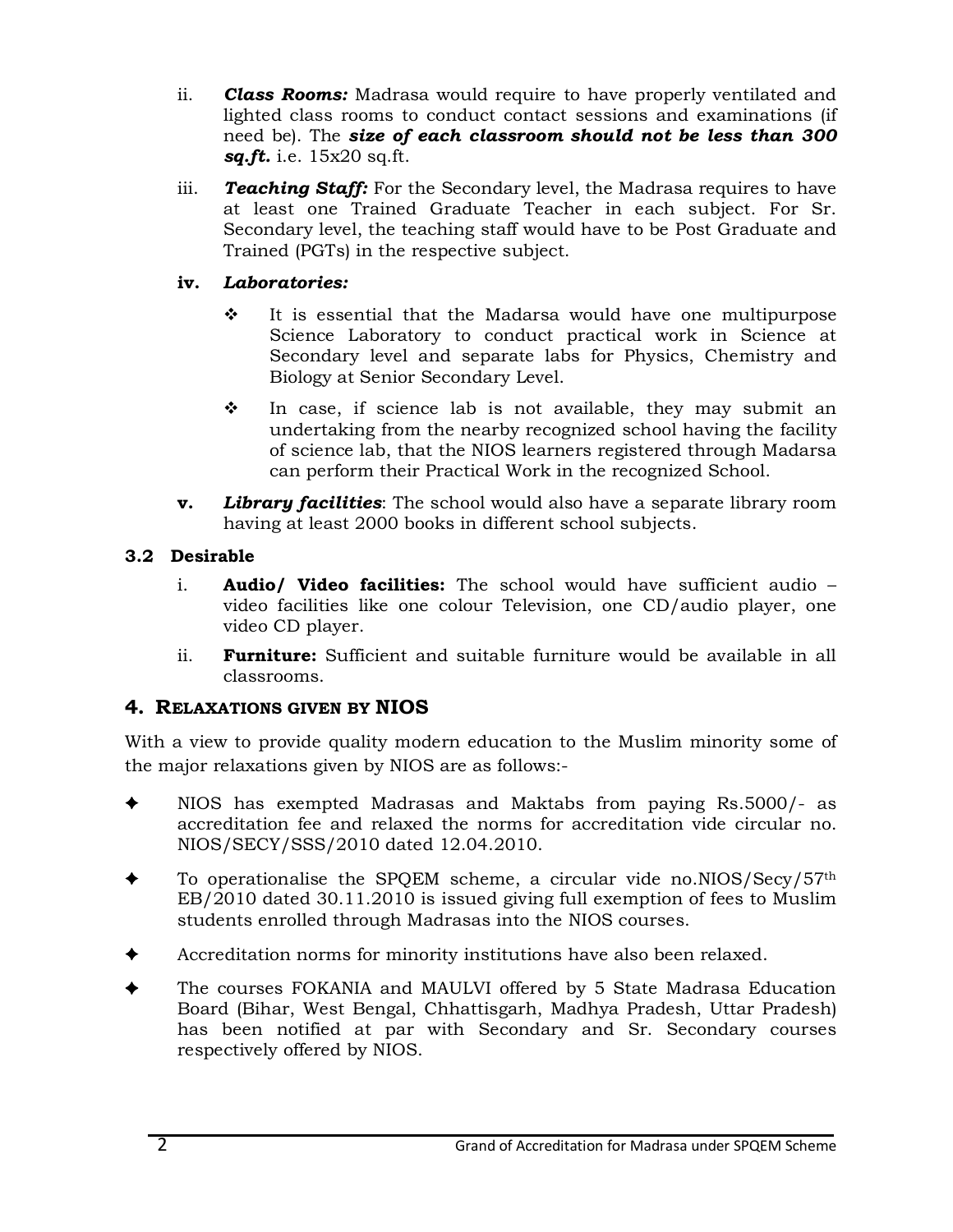ii. ***Class Rooms:*** Madrasa would require to have properly ventilated and lighted class rooms to conduct contact sessions and examinations (if need be). The ***size of each classroom should not be less than 300 sq.ft.*** i.e. 15x20 sq.ft.

iii. ***Teaching Staff:*** For the Secondary level, the Madrasa requires to have at least one Trained Graduate Teacher in each subject. For Sr. Secondary level, the teaching staff would have to be Post Graduate and Trained (PGTs) in the respective subject.

**iv.** ***Laboratories:***

- It is essential that the Madarsa would have one multipurpose Science Laboratory to conduct practical work in Science at Secondary level and separate labs for Physics, Chemistry and Biology at Senior Secondary Level.
- In case, if science lab is not available, they may submit an undertaking from the nearby recognized school having the facility of science lab, that the NIOS learners registered through Madarsa can perform their Practical Work in the recognized School.

**v.** ***Library facilities***: The school would also have a separate library room having at least 2000 books in different school subjects.

### 3.2 Desirable

i. **Audio/ Video facilities:** The school would have sufficient audio – video facilities like one colour Television, one CD/audio player, one video CD player.

ii. **Furniture:** Sufficient and suitable furniture would be available in all classrooms.

## 4. RELAXATIONS GIVEN BY NIOS

With a view to provide quality modern education to the Muslim minority some of the major relaxations given by NIOS are as follows:-

- NIOS has exempted Madrasas and Maktabs from paying Rs.5000/- as accreditation fee and relaxed the norms for accreditation vide circular no. NIOS/SECY/SSS/2010 dated 12.04.2010.
- To operationalise the SPQEM scheme, a circular vide no.NIOS/Secy/57th EB/2010 dated 30.11.2010 is issued giving full exemption of fees to Muslim students enrolled through Madrasas into the NIOS courses.
- Accreditation norms for minority institutions have also been relaxed.
- The courses FOKANIA and MAULVI offered by 5 State Madrasa Education Board (Bihar, West Bengal, Chhattisgarh, Madhya Pradesh, Uttar Pradesh) has been notified at par with Secondary and Sr. Secondary courses respectively offered by NIOS.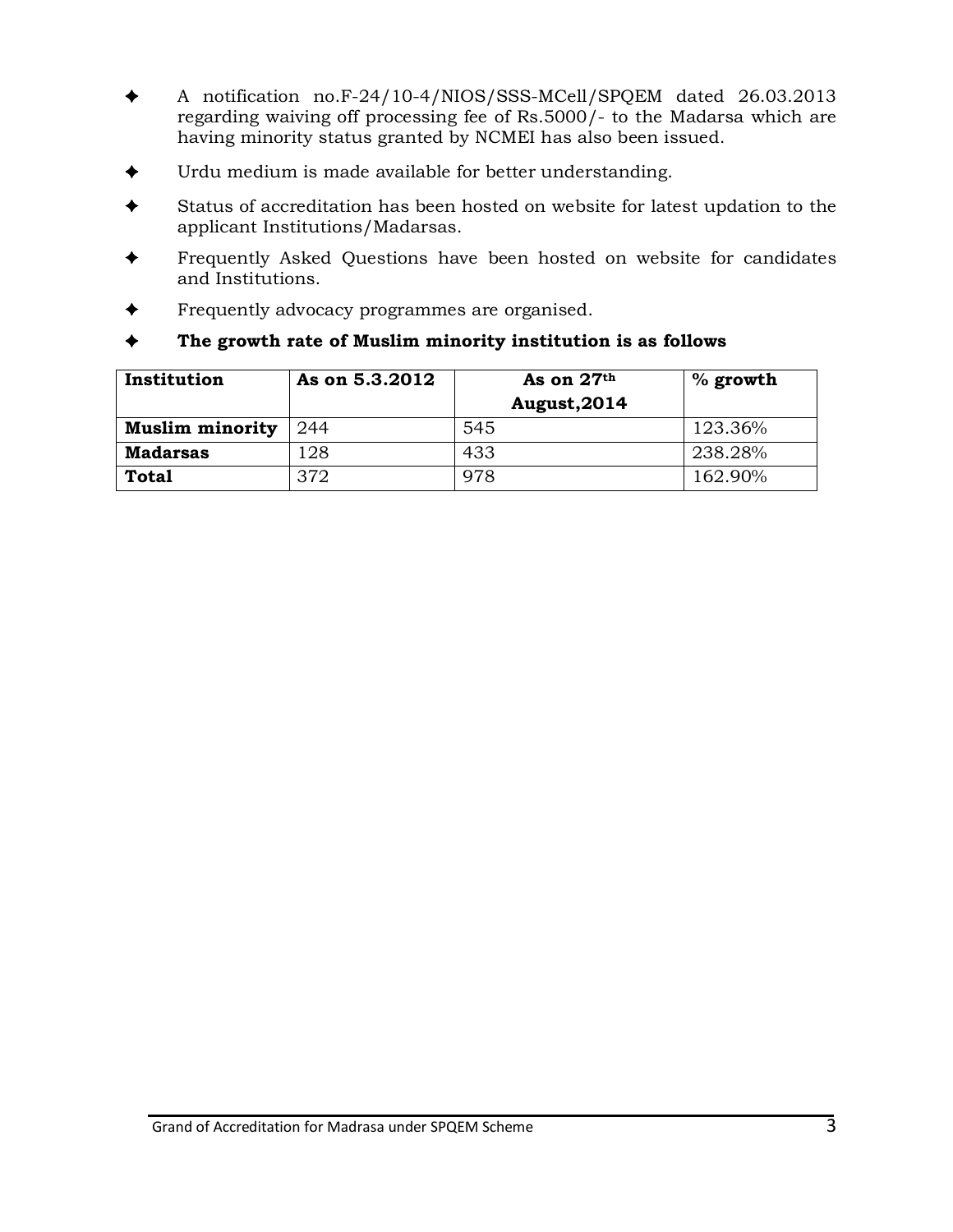- A notification no.F-24/10-4/NIOS/SSS-MCell/SPQEM dated 26.03.2013 regarding waiving off processing fee of Rs.5000/- to the Madarsa which are having minority status granted by NCMEI has also been issued.
- Urdu medium is made available for better understanding.
- Status of accreditation has been hosted on website for latest updation to the applicant Institutions/Madarsas.
- Frequently Asked Questions have been hosted on website for candidates and Institutions.
- Frequently advocacy programmes are organised.
- **The growth rate of Muslim minority institution is as follows**

| **Institution** | **As on 5.3.2012** | **As on 27th August,2014** | **% growth** |
|---|---|---|---|
| **Muslim minority** | 244 | 545 | 123.36% |
| **Madarsas** | 128 | 433 | 238.28% |
| **Total** | 372 | 978 | 162.90% |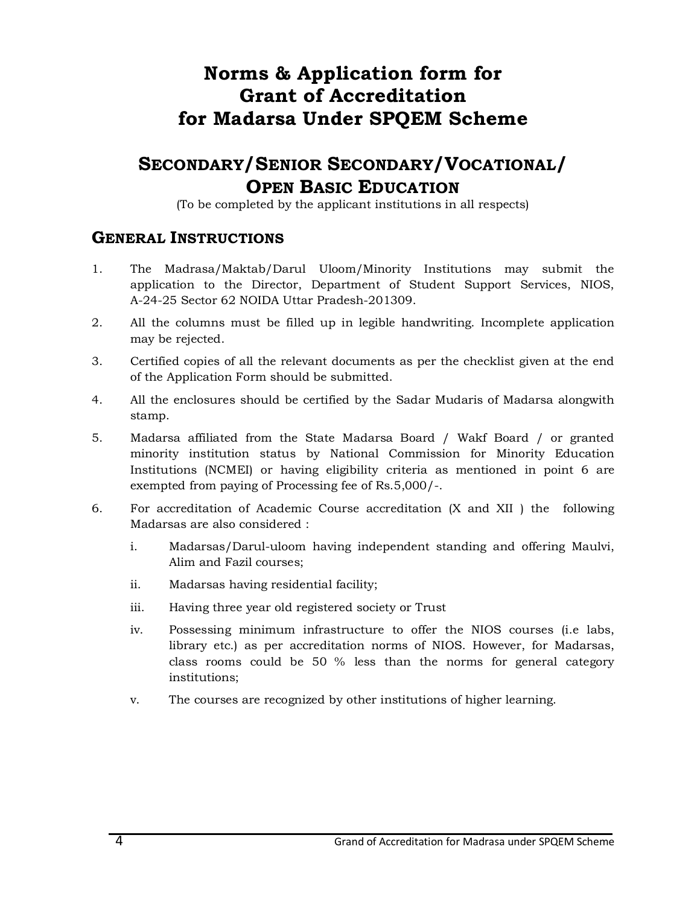# Norms & Application form for Grant of Accreditation for Madarsa Under SPQEM Scheme

## SECONDARY/SENIOR SECONDARY/VOCATIONAL/ OPEN BASIC EDUCATION

(To be completed by the applicant institutions in all respects)

## GENERAL INSTRUCTIONS

1. The Madrasa/Maktab/Darul Uloom/Minority Institutions may submit the application to the Director, Department of Student Support Services, NIOS, A-24-25 Sector 62 NOIDA Uttar Pradesh-201309.
2. All the columns must be filled up in legible handwriting. Incomplete application may be rejected.
3. Certified copies of all the relevant documents as per the checklist given at the end of the Application Form should be submitted.
4. All the enclosures should be certified by the Sadar Mudaris of Madarsa alongwith stamp.
5. Madarsa affiliated from the State Madarsa Board / Wakf Board / or granted minority institution status by National Commission for Minority Education Institutions (NCMEI) or having eligibility criteria as mentioned in point 6 are exempted from paying of Processing fee of Rs.5,000/-.
6. For accreditation of Academic Course accreditation (X and XII ) the following Madarsas are also considered :
   1. Madarsas/Darul-uloom having independent standing and offering Maulvi, Alim and Fazil courses;
   2. Madarsas having residential facility;
   3. Having three year old registered society or Trust
   4. Possessing minimum infrastructure to offer the NIOS courses (i.e labs, library etc.) as per accreditation norms of NIOS. However, for Madarsas, class rooms could be 50 % less than the norms for general category institutions;
   5. The courses are recognized by other institutions of higher learning.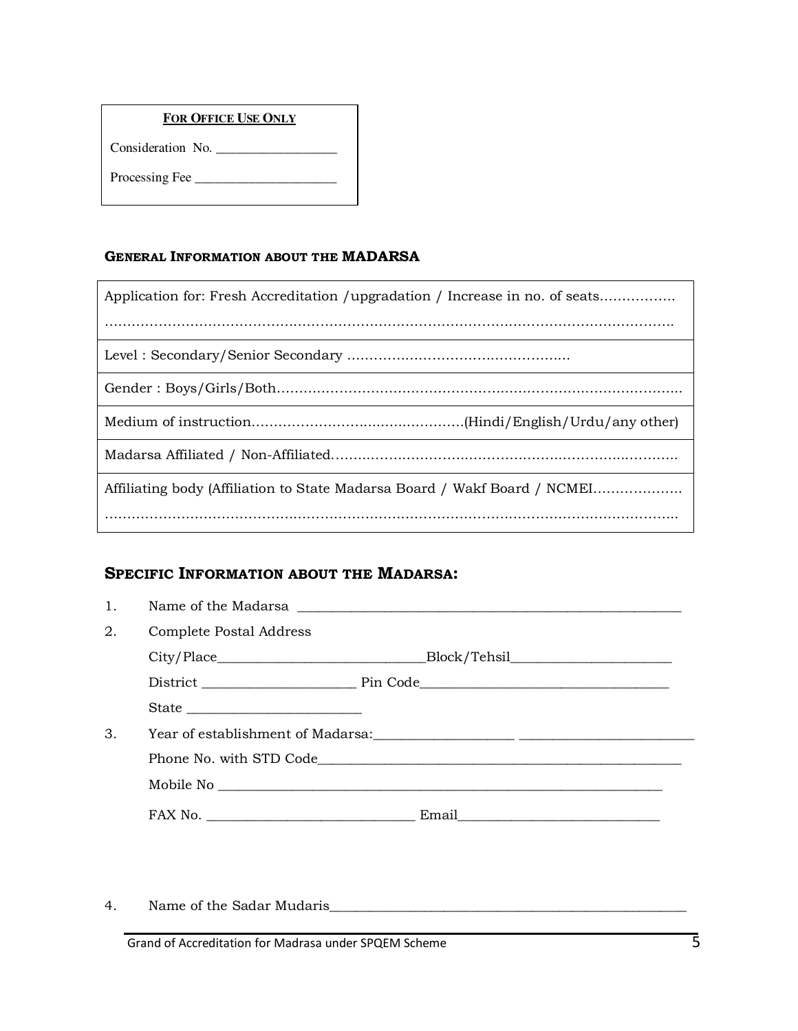| **FOR OFFICE USE ONLY** |
|---|
| Consideration No. __________________ |
| Processing Fee _____________________ |

**GENERAL INFORMATION ABOUT THE MADARSA**

| |
|---|
| Application for: Fresh Accreditation /upgradation / Increase in no. of seats…………….. ………………………………………………………………………………………………………… |
| Level : Secondary/Senior Secondary ………………………………………….. |
| Gender : Boys/Girls/Both………………………………………………………………………………. |
| Medium of instruction…………………………………………(Hindi/English/Urdu/any other) |
| Madarsa Affiliated / Non-Affiliated………………………………………………………………………. |
| Affiliating body (Affiliation to State Madarsa Board / Wakf Board / NCMEI………………… ………………………………………………………………………………………………………… |

## SPECIFIC INFORMATION ABOUT THE MADARSA:

1. Name of the Madarsa ________________________________________________________
2. Complete Postal Address
   City/Place_____________________________Block/Tehsil______________________
   District _____________________ Pin Code___________________________________
   State ________________________
3. Year of establishment of Madarsa:___________________ ________________________
   Phone No. with STD Code___________________________________________________
   Mobile No _______________________________________________________________
   FAX No. _____________________________ Email____________________________

4. Name of the Sadar Mudaris__________________________________________________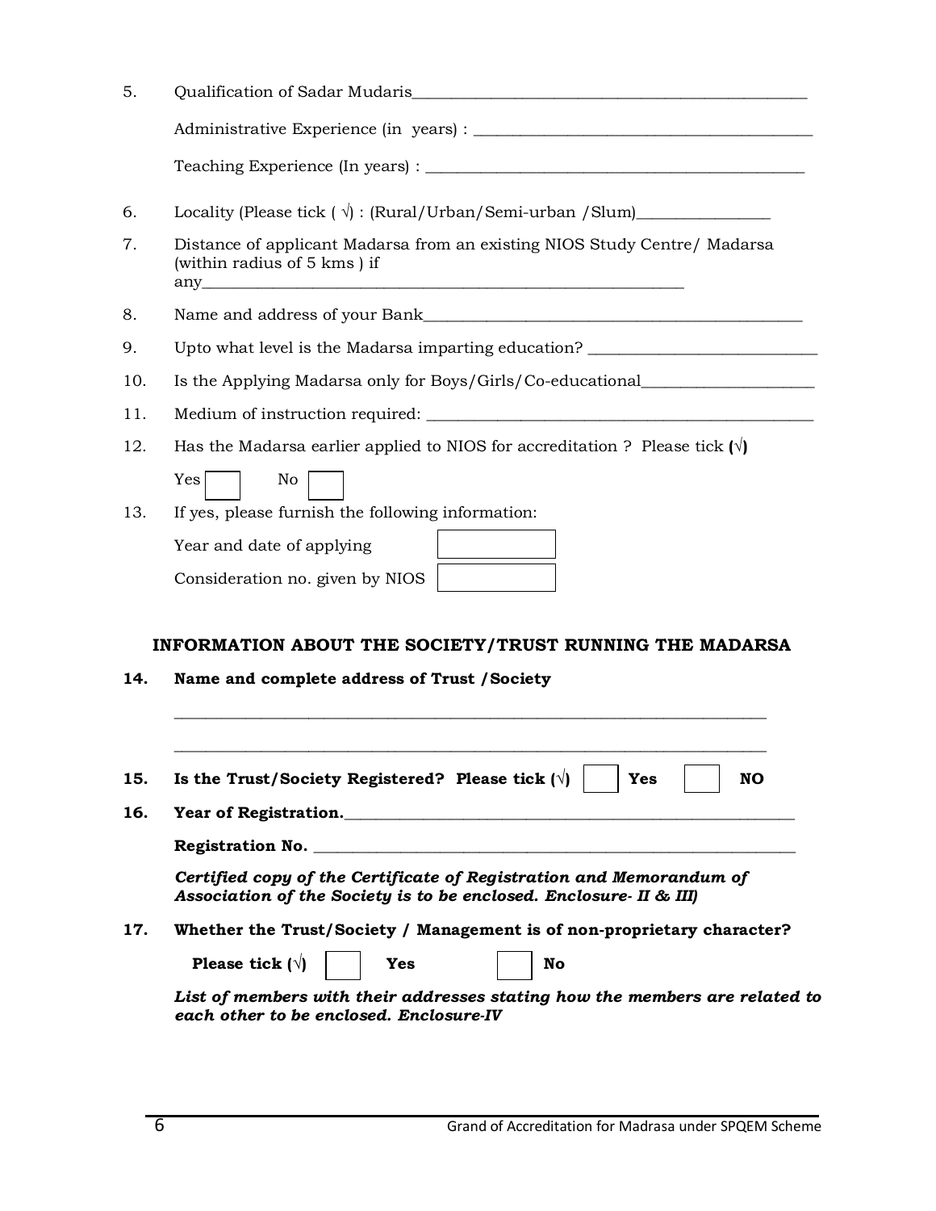5. Qualification of Sadar Mudaris_______________________________________________

   Administrative Experience (in years) : _________________________________________

   Teaching Experience (In years) : _____________________________________________

6. Locality (Please tick ( √) : (Rural/Urban/Semi-urban /Slum)________________

7. Distance of applicant Madarsa from an existing NIOS Study Centre/ Madarsa (within radius of 5 kms ) if any_________________________________________________________

8. Name and address of your Bank_____________________________________________

9. Upto what level is the Madarsa imparting education? ___________________________

10. Is the Applying Madarsa only for Boys/Girls/Co-educational____________________

11. Medium of instruction required: _____________________________________________

12. Has the Madarsa earlier applied to NIOS for accreditation ? Please tick **(√)**

    Yes ☐ No ☐

13. If yes, please furnish the following information:

    Year and date of applying ☐

    Consideration no. given by NIOS ☐

**INFORMATION ABOUT THE SOCIETY/TRUST RUNNING THE MADARSA**

**14. Name and complete address of Trust /Society**

_________________________________________________________________________

_________________________________________________________________________

**15. Is the Trust/Society Registered? Please tick (√)** ☐ **Yes** ☐ **NO**

**16. Year of Registration.**_______________________________________________________

**Registration No.** ______________________________________________________________

***Certified copy of the Certificate of Registration and Memorandum of Association of the Society is to be enclosed. Enclosure- II & III)***

**17. Whether the Trust/Society / Management is of non-proprietary character?**

**Please tick (√)** ☐ **Yes** ☐ **No**

***List of members with their addresses stating how the members are related to each other to be enclosed. Enclosure-IV***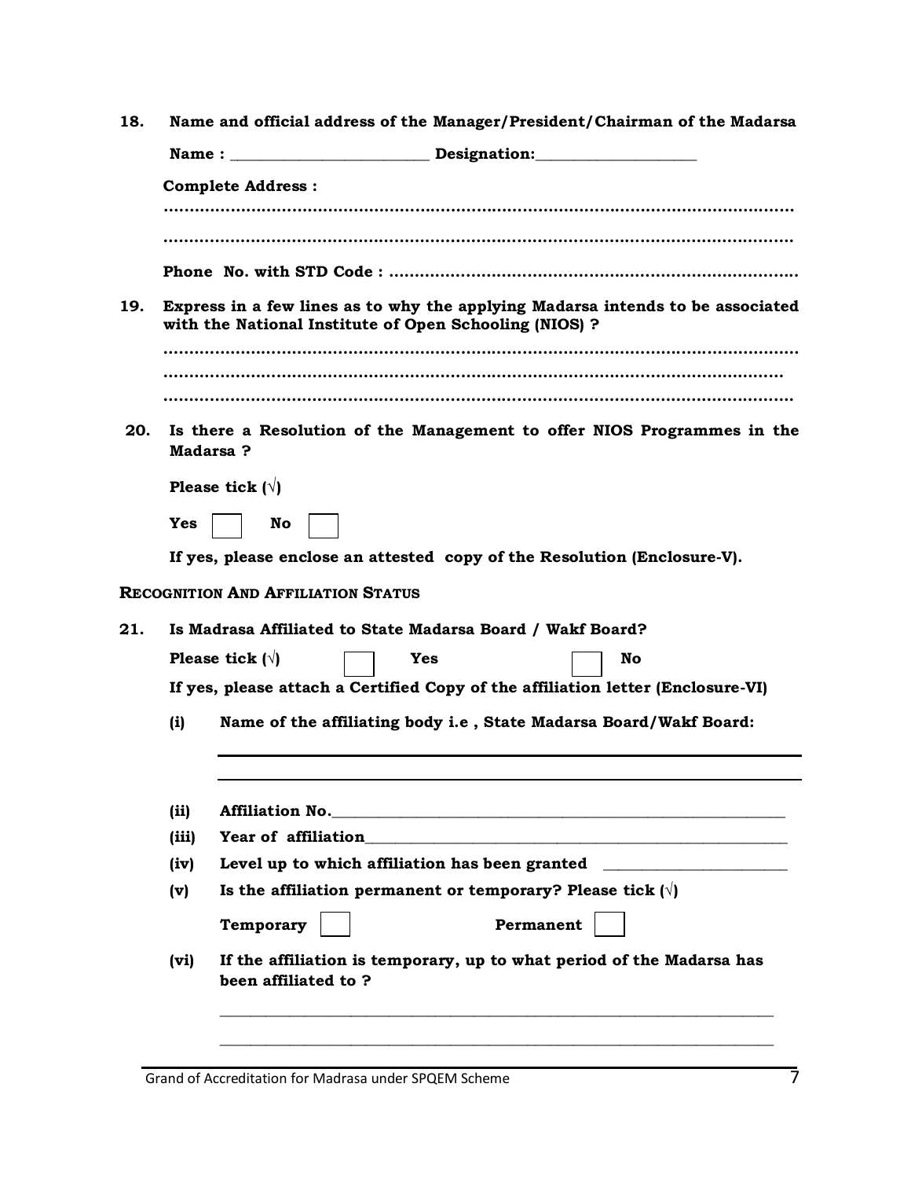**18. Name and official address of the Manager/President/Chairman of the Madarsa**

**Name : _________________________ Designation:____________________**

**Complete Address :**

………………………………………………………………………………………………………

………………………………………………………………………………………………………

**Phone No. with STD Code :** ……………………………………………………………………

**19. Express in a few lines as to why the applying Madarsa intends to be associated with the National Institute of Open Schooling (NIOS) ?**

………………………………………………………………………………………………………

………………………………………………………………………………………………………

………………………………………………………………………………………………………

**20. Is there a Resolution of the Management to offer NIOS Programmes in the Madarsa ?**

**Please tick (√)**

**Yes** ☐ **No** ☐

**If yes, please enclose an attested copy of the Resolution (Enclosure-V).**

**RECOGNITION AND AFFILIATION STATUS**

**21. Is Madrasa Affiliated to State Madarsa Board / Wakf Board?**

**Please tick (√)** ☐ **Yes** ☐ **No**

**If yes, please attach a Certified Copy of the affiliation letter (Enclosure-VI)**

**(i) Name of the affiliating body i.e , State Madarsa Board/Wakf Board:**

______________________________________________________________

______________________________________________________________

**(ii) Affiliation No.**______________________________________________________

**(iii) Year of affiliation**__________________________________________________

**(iv) Level up to which affiliation has been granted** ______________________

**(v) Is the affiliation permanent or temporary? Please tick (√)**

**Temporary** ☐ **Permanent** ☐

**(vi) If the affiliation is temporary, up to what period of the Madarsa has been affiliated to ?**

______________________________________________________________

______________________________________________________________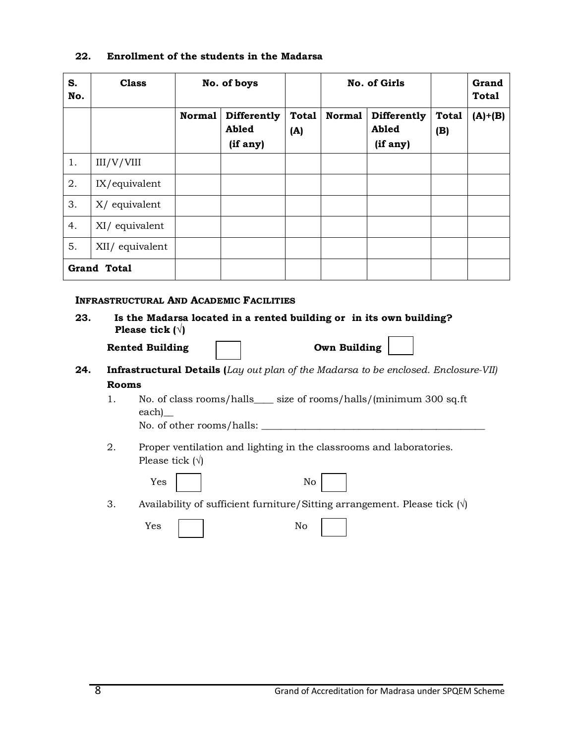**22. Enrollment of the students in the Madarsa**

| S. No. | Class | No. of boys | | | No. of Girls | | | Grand Total |
|---|---|---|---|---|---|---|---|---|
| | | Normal | Differently Abled (if any) | Total (A) | Normal | Differently Abled (if any) | Total (B) | (A)+(B) |
| 1. | III/V/VIII | | | | | | | |
| 2. | IX/equivalent | | | | | | | |
| 3. | X/ equivalent | | | | | | | |
| 4. | XI/ equivalent | | | | | | | |
| 5. | XII/ equivalent | | | | | | | |
| **Grand Total** | | | | | | | | |

**INFRASTRUCTURAL AND ACADEMIC FACILITIES**

**23. Is the Madarsa located in a rented building or in its own building? Please tick (√)**

**Rented Building** ☐ **Own Building** ☐

**24. Infrastructural Details (***Lay out plan of the Madarsa to be enclosed. Enclosure-VII)*

**Rooms**

1. No. of class rooms/halls____ size of rooms/halls/(minimum 300 sq.ft each)__
   No. of other rooms/halls: ______________________________________________

2. Proper ventilation and lighting in the classrooms and laboratories. Please tick (√)

   Yes ☐ No ☐

3. Availability of sufficient furniture/Sitting arrangement. Please tick (√)

   Yes ☐ No ☐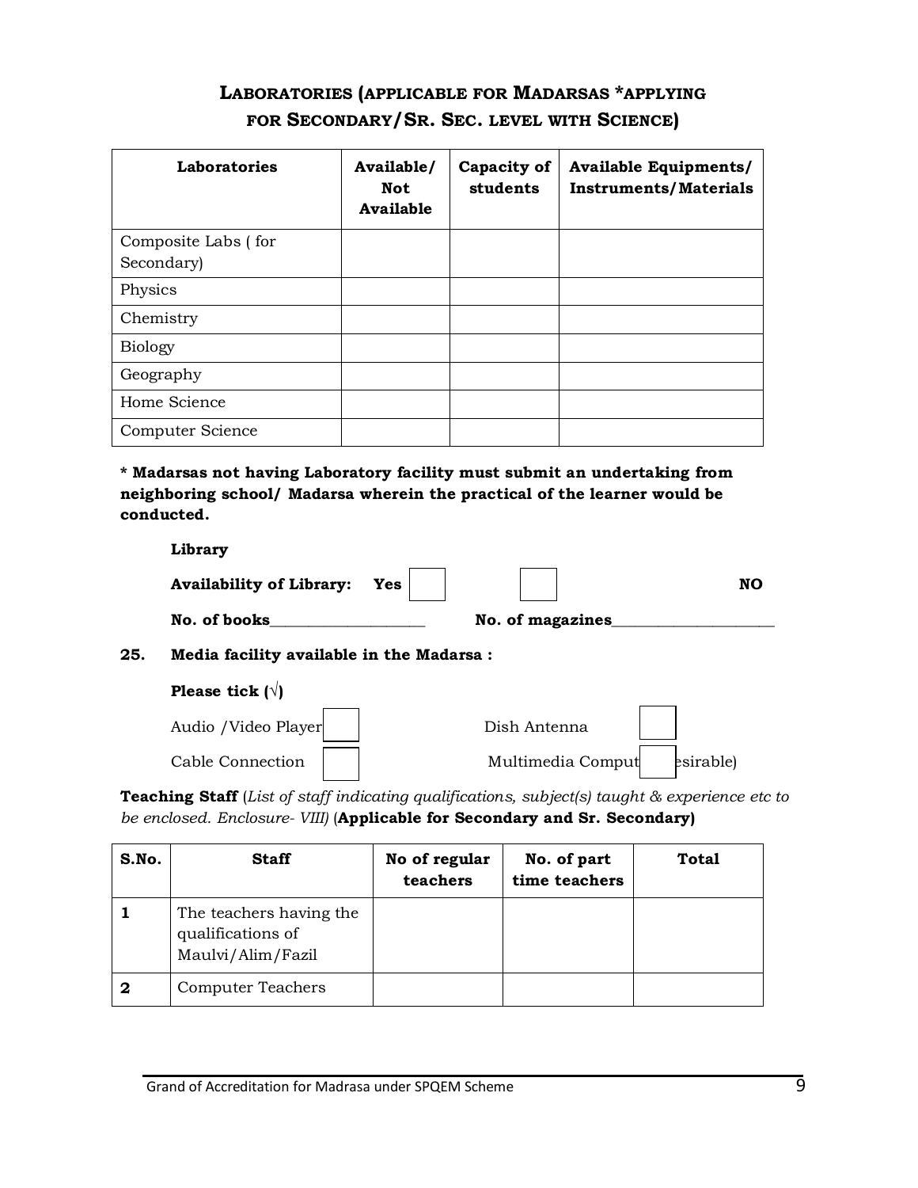## LABORATORIES (APPLICABLE FOR MADARSAS *APPLYING FOR SECONDARY/SR. SEC. LEVEL WITH SCIENCE)

| Laboratories | Available/ Not Available | Capacity of students | Available Equipments/ Instruments/Materials |
|---|---|---|---|
| Composite Labs ( for Secondary) | | | |
| Physics | | | |
| Chemistry | | | |
| Biology | | | |
| Geography | | | |
| Home Science | | | |
| Computer Science | | | |

**\* Madarsas not having Laboratory facility must submit an undertaking from neighboring school/ Madarsa wherein the practical of the learner would be conducted.**

**Library**

**Availability of Library: Yes** ☐ ☐ **NO**

**No. of books**\_\_\_\_\_\_\_\_\_\_\_\_\_\_\_\_\_\_\_\_ **No. of magazines**\_\_\_\_\_\_\_\_\_\_\_\_\_\_\_\_\_\_\_\_\_

**25. Media facility available in the Madarsa :**

**Please tick (√)**

Audio /Video Player ☐ Dish Antenna ☐

Cable Connection ☐ Multimedia Comput ☐ esirable)

**Teaching Staff** (*List of staff indicating qualifications, subject(s) taught & experience etc to be enclosed. Enclosure- VIII)* (**Applicable for Secondary and Sr. Secondary)**

| S.No. | Staff | No of regular teachers | No. of part time teachers | Total |
|---|---|---|---|---|
| 1 | The teachers having the qualifications of Maulvi/Alim/Fazil | | | |
| 2 | Computer Teachers | | | |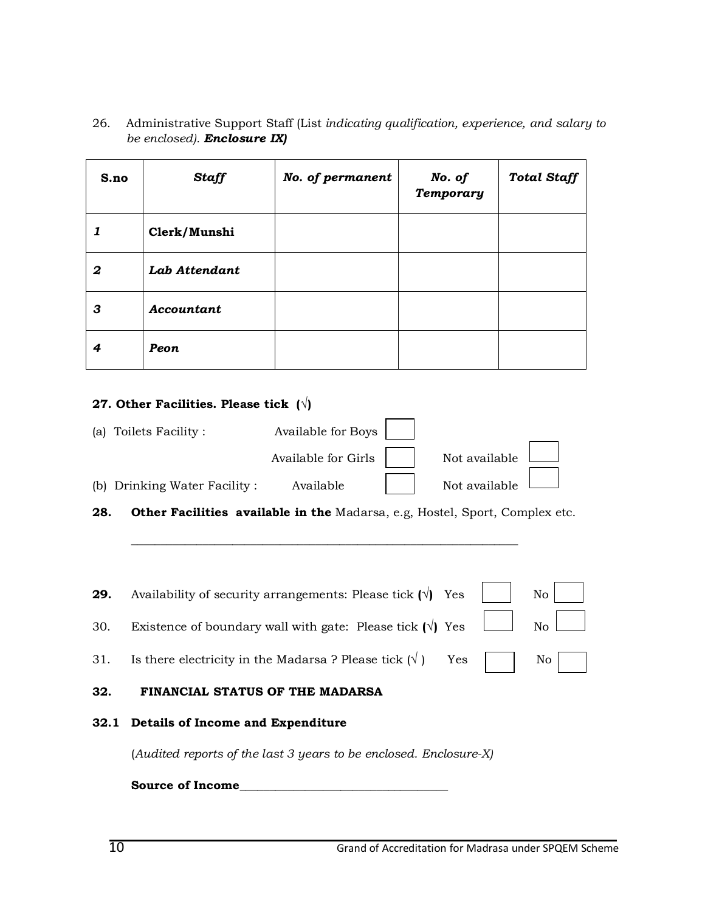26. Administrative Support Staff (List *indicating qualification, experience, and salary to be enclosed). **Enclosure IX)***

| S.no | *Staff* | *No. of permanent* | *No. of Temporary* | *Total Staff* |
|---|---|---|---|---|
| *1* | **Clerk/Munshi** | | | |
| *2* | ***Lab Attendant*** | | | |
| *3* | ***Accountant*** | | | |
| *4* | ***Peon*** | | | |

**27. Other Facilities. Please tick (√)**

(a) Toilets Facility : Available for Boys ☐ Available for Girls ☐ Not available ☐

(b) Drinking Water Facility : Available ☐ Not available ☐

**28. Other Facilities available in the** Madarsa, e.g, Hostel, Sport, Complex etc.

_______________________________________________________________

**29.** Availability of security arrangements: Please tick **(√)** Yes ☐ No ☐

30. Existence of boundary wall with gate: Please tick **(√)** Yes ☐ No ☐

31. Is there electricity in the Madarsa ? Please tick (√ ) Yes ☐ No ☐

**32. FINANCIAL STATUS OF THE MADARSA**

**32.1 Details of Income and Expenditure**

(*Audited reports of the last 3 years to be enclosed. Enclosure-X)*

**Source of Income**___________________________________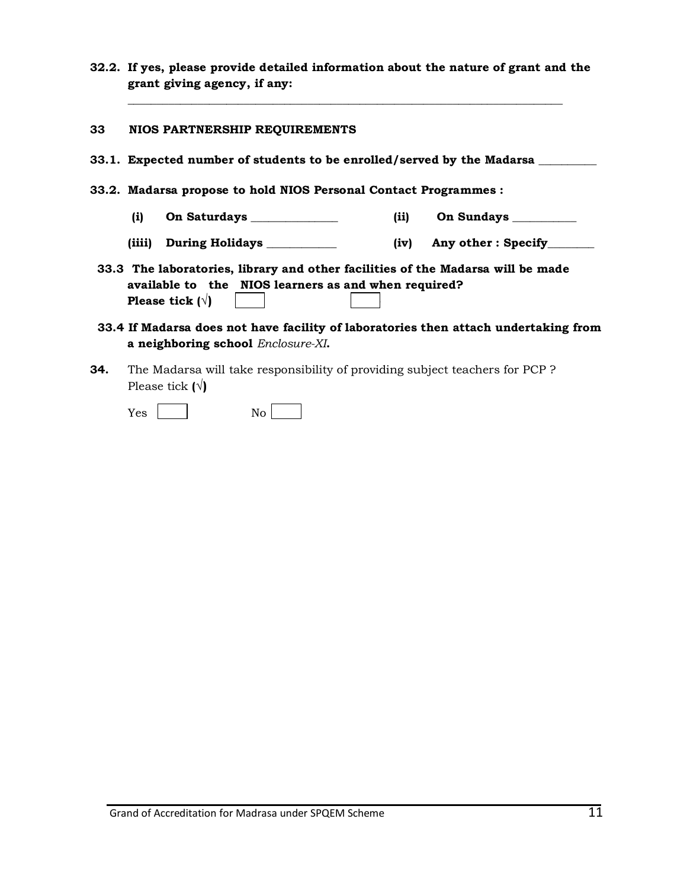**32.2. If yes, please provide detailed information about the nature of grant and the grant giving agency, if any:**

______________________________________________________________________________

**33 NIOS PARTNERSHIP REQUIREMENTS**

**33.1. Expected number of students to be enrolled/served by the Madarsa __________**

**33.2. Madarsa propose to hold NIOS Personal Contact Programmes :**

**(i) On Saturdays _______________ (ii) On Sundays ___________**

**(iiii) During Holidays ____________ (iv) Any other : Specify________**

**33.3 The laboratories, library and other facilities of the Madarsa will be made available to the NIOS learners as and when required?**
**Please tick (√)** ☐ ☐

**33.4 If Madarsa does not have facility of laboratories then attach undertaking from a neighboring school** *Enclosure-XI*.

**34.** The Madarsa will take responsibility of providing subject teachers for PCP ?
Please tick **(√)**

Yes ☐ No ☐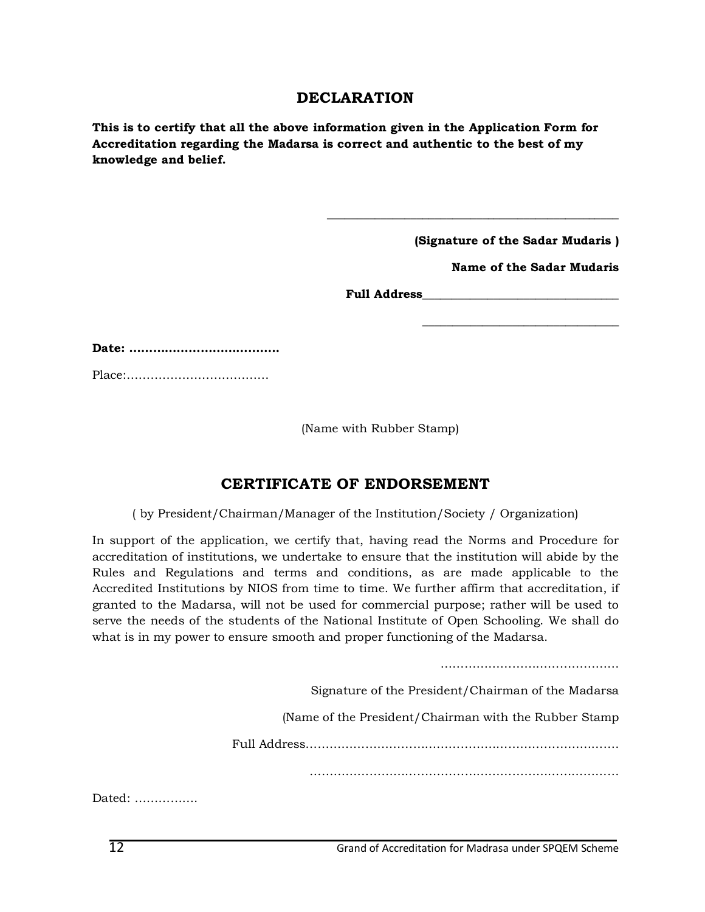## DECLARATION

**This is to certify that all the above information given in the Application Form for Accreditation regarding the Madarsa is correct and authentic to the best of my knowledge and belief.**

_______________________________________________

**(Signature of the Sadar Mudaris )**

**Name of the Sadar Mudaris**

**Full Address**_______________________________

_______________________________

**Date: ……………………………….**

Place:………………………………

(Name with Rubber Stamp)

## CERTIFICATE OF ENDORSEMENT

( by President/Chairman/Manager of the Institution/Society / Organization)

In support of the application, we certify that, having read the Norms and Procedure for accreditation of institutions, we undertake to ensure that the institution will abide by the Rules and Regulations and terms and conditions, as are made applicable to the Accredited Institutions by NIOS from time to time. We further affirm that accreditation, if granted to the Madarsa, will not be used for commercial purpose; rather will be used to serve the needs of the students of the National Institute of Open Schooling. We shall do what is in my power to ensure smooth and proper functioning of the Madarsa.

………………………………………

Signature of the President/Chairman of the Madarsa

(Name of the President/Chairman with the Rubber Stamp

Full Address………………………………………………………………………

………………………………………………………………………

Dated: …………….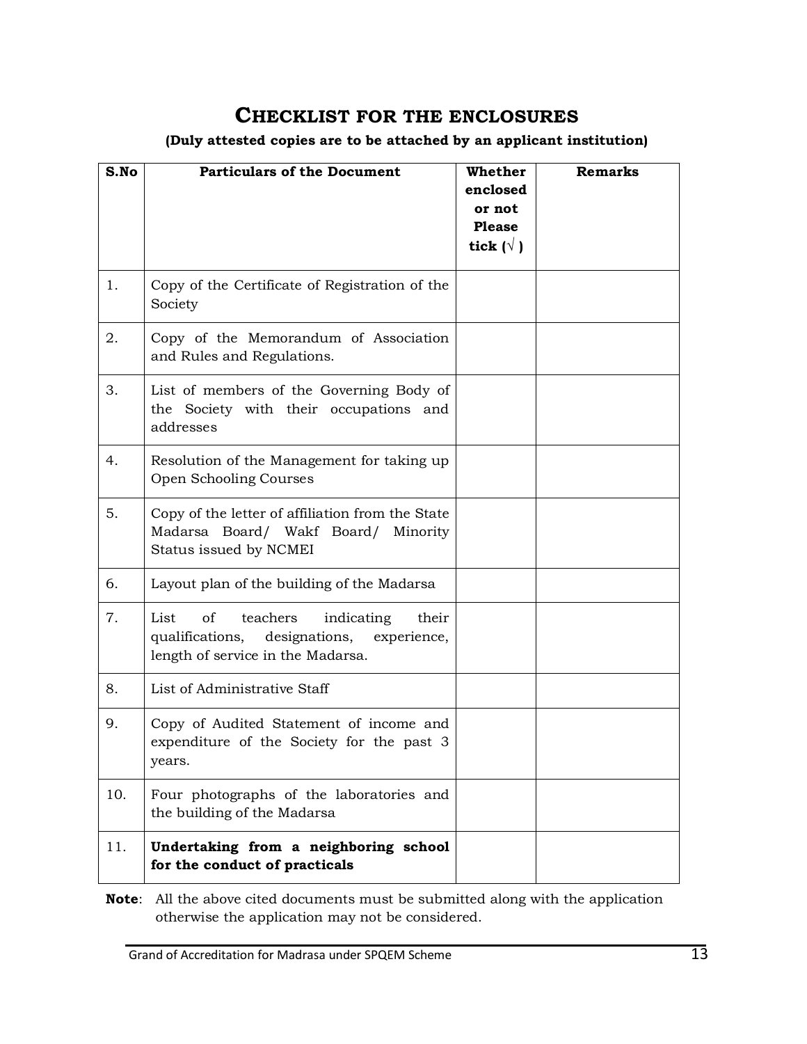# CHECKLIST FOR THE ENCLOSURES

**(Duly attested copies are to be attached by an applicant institution)**

| S.No | Particulars of the Document | Whether enclosed or not Please tick (√) | Remarks |
|---|---|---|---|
| 1. | Copy of the Certificate of Registration of the Society | | |
| 2. | Copy of the Memorandum of Association and Rules and Regulations. | | |
| 3. | List of members of the Governing Body of the Society with their occupations and addresses | | |
| 4. | Resolution of the Management for taking up Open Schooling Courses | | |
| 5. | Copy of the letter of affiliation from the State Madarsa Board/ Wakf Board/ Minority Status issued by NCMEI | | |
| 6. | Layout plan of the building of the Madarsa | | |
| 7. | List of teachers indicating their qualifications, designations, experience, length of service in the Madarsa. | | |
| 8. | List of Administrative Staff | | |
| 9. | Copy of Audited Statement of income and expenditure of the Society for the past 3 years. | | |
| 10. | Four photographs of the laboratories and the building of the Madarsa | | |
| 11. | **Undertaking from a neighboring school for the conduct of practicals** | | |

**Note**: All the above cited documents must be submitted along with the application otherwise the application may not be considered.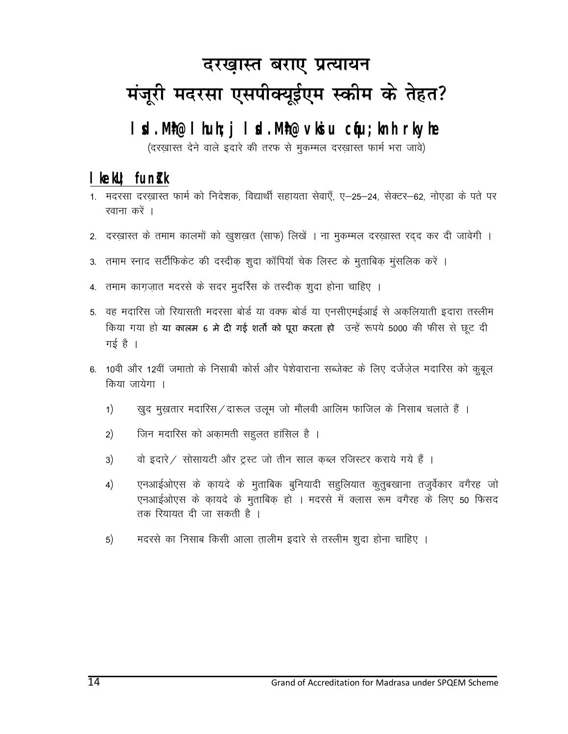# दरख़ास्त बराए प्रत्यायन
# मंजूरी मदरसा एसपीक्यूईएम स्कीम के तेहत?

## lsd.Mh@ lhuh;j lsd.Mh@ vkisu cfu;knh rkyhe

(दरख़ास्त देने वाले इदारे की तरफ से मुकम्मल दरख़ास्त फार्म भरा जावे)

## lkekU; funsZ'k

1. मदरसा दरख़ास्त फार्म को निदेशक, विद्यार्थी सहायता सेवाएँ, ए–25–24, सेक्टर–62, नोएडा के पते पर रवाना करें ।
2. दरख़ास्त के तमाम कालमों को ख़ुशख़त (साफ) लिखें । ना मुकम्मल दरख़ास्त रद्द कर दी जावेगी ।
3. तमाम स्नाद सर्टीफिकेट की दस्दीक़ शुदा कॉपियॉ चेक लिस्ट के मुताबिक़ मुंसलिक करें ।
4. तमाम काग़ज़ात मदरसे के सदर मुदर्रिस के तस्दीक़ शुदा होना चाहिए ।
5. वह मदारिस जो रियासती मदरसा बोर्ड या वक्फ बोर्ड या एनसीएमईआई से अक़लियाती इदारा तस्लीम किया गया हो **या कालम 6 मे दी गई शर्तो को पूरा करता हो** उन्हें रूपये 5000 की फीस से छूट दी गई है ।
6. 10वी और 12वीं जमातो के निसाबी कोर्स और पेशेवाराना सब्जेक्ट के लिए दर्जेज़ेल मदारिस को क़ुबूल किया जायेगा ।
   1) ख़ुद मुख़तार मदारिस/दारूल उलूम जो मौलवी आलिम फाजिल के निसाब चलाते हैं ।
   2) जिन मदारिस को अक़ामती सहुलत हांसिल है ।
   3) वो इदारे/ सोसायटी और ट्रस्ट जो तीन साल क़ब्ल रजिस्टर कराये गये हैं ।
   4) एनआईओएस के क़ायदे के मुताबिक बुनियादी सहुलियात कुतुबखाना तजुर्बेकार वगैरह जो एनआईओएस के क़ायदे के मुताबिक़ हो । मदरसे में क्लास रूम वगैरह के लिए 50 फिसद तक रियायत दी जा सकती है ।
   5) मदरसे का निसाब किसी आला त़ालीम इदारे से तस्लीम शुदा होना चाहिए ।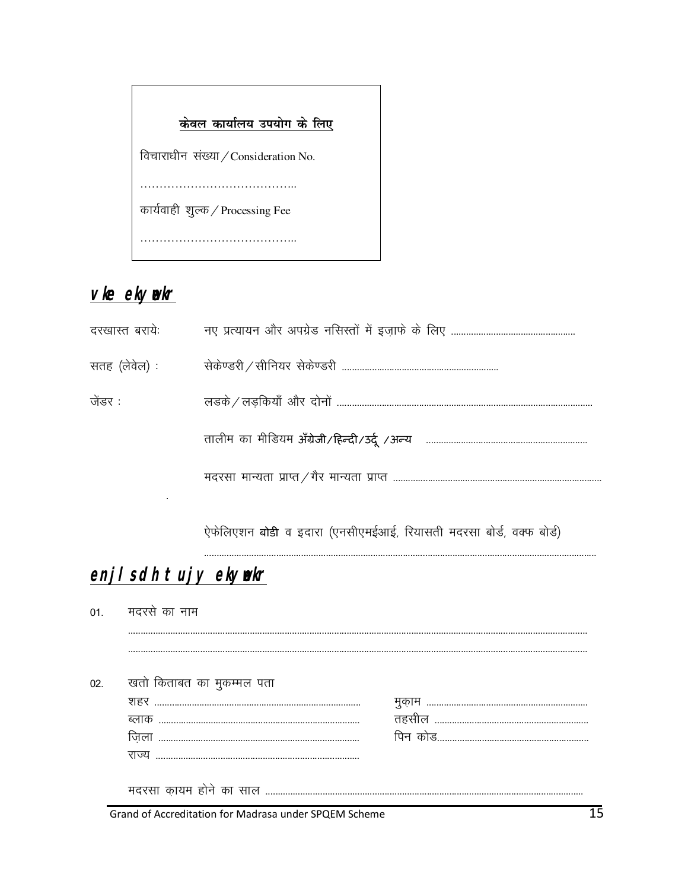**केवल कार्यालय उपयोग के लिए**

विचाराधीन संख्या / Consideration No.

…………………………………..

कार्यवाही शुल्क / Processing Fee

…………………………………..

## v ke ekywekr

दरखास्त बराये: नए प्रत्यायन और अपग्रेड नसिस्तों में इज़ाफे के लिए ................................................

सतह (लेवेल) : सेकेण्डरी / सीनियर सेकेण्डरी ..............................................................

जेंडर : लडके / लड़कियाँ और दोनों ..........................................................................................

तालीम का मीडियम अँग्रेजी/हिन्दी/उर्दू /अन्य ..............................................................

मदरसा मान्यता प्राप्त / गैर मान्यता प्राप्त ...................................................................................

ऐफेलिएशन **बोडी** व इदारा (एनसीएमईआई, रियासती मदरसा बोर्ड, वक्फ बोर्ड)

..........................................................................................................................................

## enjl sdh t ujy ekywekr

01. मदरसे का नाम

..........................................................................................................................................

..........................................................................................................................................

02. खतो किताबत का मुकम्मल पता

शहर ..................................................................................	मुकाम ..............................................................

ब्लाक ...............................................................................	तहसील ............................................................

ज़िला ...............................................................................	पिन कोड...........................................................

राज्य ................................................................................

मदरसा क़ायम होने का साल ..............................................................................................................

Grand of Accreditation for Madrasa under SPQEM Scheme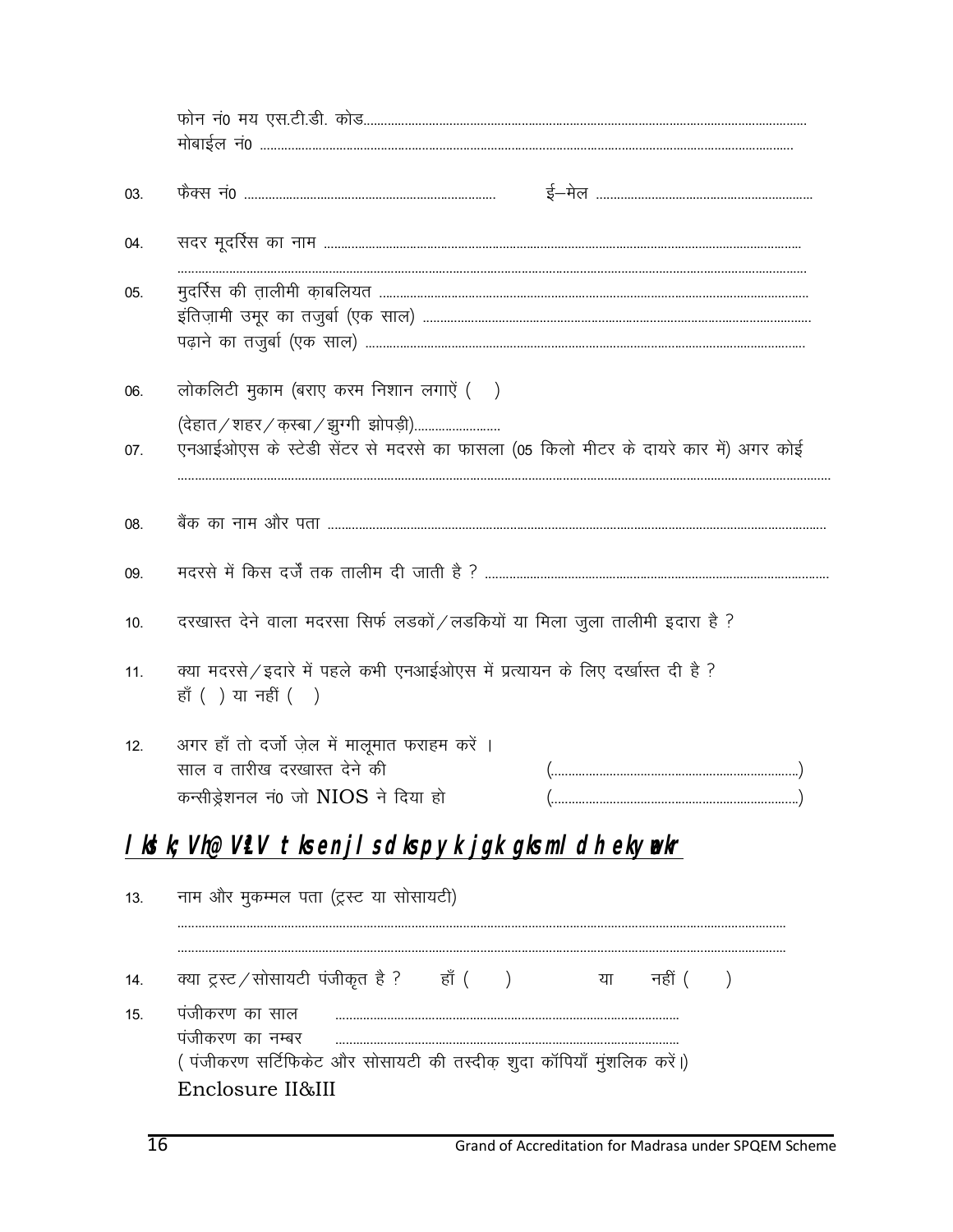फोन नं0 मय एस.टी.डी. कोड...............................................................................................................................
मोबाईल नं0 .........................................................................................................................................

03. फैक्स नं0 ........................................................................ ई–मेल ..............................................................

04. सदर मूदर्रिस का नाम ..........................................................................................................................
.................................................................................................................................................................

05. मुदर्रिस की तालीमी क़ाबलियत ...........................................................................................................
इंतिज़ामी उमूर का तजुर्बा (एक साल) ................................................................................................
पढ़ाने का तजुर्बा (एक साल) ................................................................................................................

06. लोकलिटी मुकाम (बराए करम निशान लगाऐं ( )
(देहात / शहर / क़स्बा / झुग्गी झोपड़ी).........................

07. एनआईओएस के स्टेडी सेंटर से मदरसे का फासला (05 किलो मीटर के दायरे कार में) अगर कोई
.................................................................................................................................................................

08. बैंक का नाम और पता ...............................................................................................................................

09. मदरसे में किस दर्जे तक तालीम दी जाती है ? ...................................................................................

10. दरखास्त देने वाला मदरसा सिर्फ लडकों / लडकियों या मिला जुला तालीमी इदारा है ?

11. क्या मदरसे / इदारे में पहले कभी एनआईओएस में प्रत्यायन के लिए दर्खास्त दी है ?
हाँ ( ) या नहीं ( )

12. अगर हाँ तो दर्जो ज़ेल में मालूमात फराहम करें ।
साल व तारीख दरखास्त देने की (......................................................................)
कन्सीड्रेशनल नं0 जो NIOS ने दिया हो (......................................................................)

## l kd k; Vh@ V²V t ksenjl sdkspykjgk gksml d h ekyw kr

13. नाम और मुकम्मल पता (ट्रस्ट या सोसायटी)
.................................................................................................................................................................
.................................................................................................................................................................

14. क्या ट्रस्ट / सोसायटी पंजीकृत है ? हाँ ( ) या नहीं ( )

15. पंजीकरण का साल ....................................................................................
पंजीकरण का नम्बर ....................................................................................
( पंजीकरण सर्टिफिकेट और सोसायटी की तस्दीक़ शुदा कॉपियाँ मुंशलिक करें।)
Enclosure II&III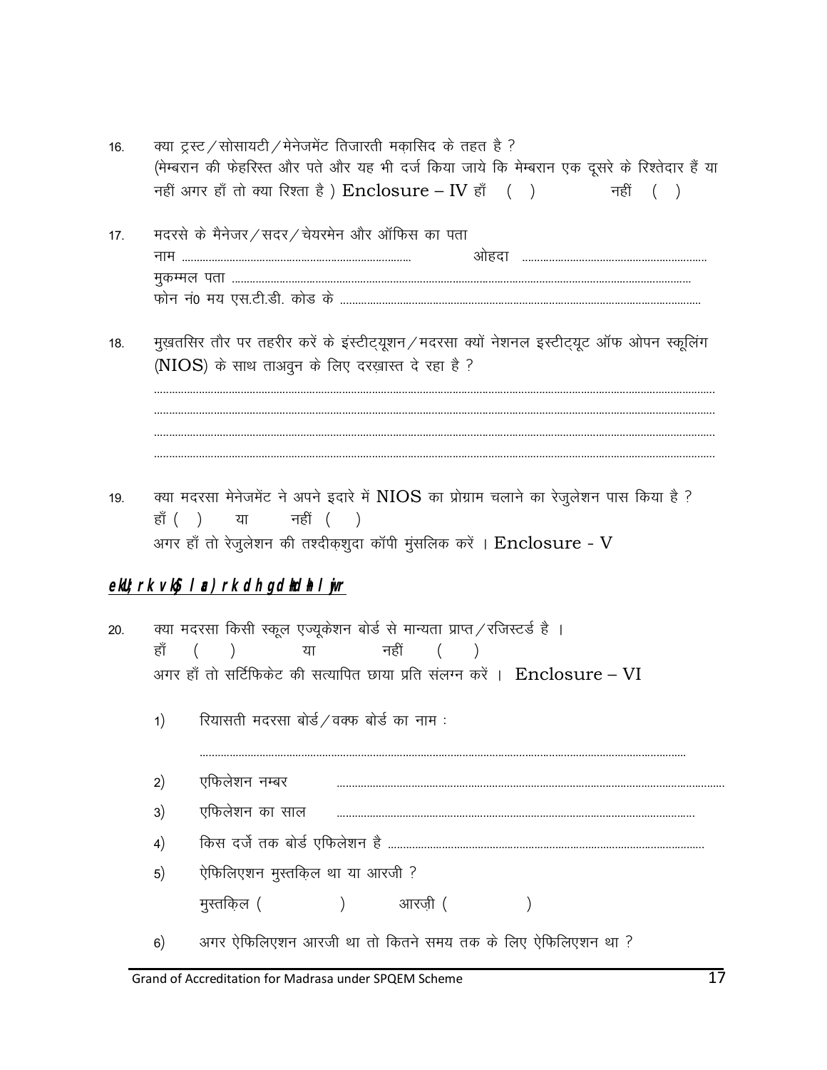16. क्या ट्रस्ट / सोसायटी / मेनेजमेंट तिजारती मक़ासिद के तहत है ?
    (मेम्बरान की फेहरिस्त और पते और यह भी दर्ज किया जाये कि मेम्बरान एक दूसरे के रिश्तेदार हैं या नहीं अगर हाँ तो क्या रिश्ता है ) Enclosure – IV हाँ ( ) नहीं ( )

17. मदरसे के मैनेजर / सदर / चेयरमेन और ऑफिस का पता
    नाम ............................................................................ ओहदा ..............................................................
    मुकम्मल पता .........................................................................................................................................
    फोन नं0 मय एस.टी.डी. कोड के ........................................................................................................

18. मुख़तसिर तौर पर तहरीर करें के इंस्टीट्यूशन / मदरसा क्यों नेशनल इस्टीट्यूट ऑफ ओपन स्कूलिंग (NIOS) के साथ ताअवुन के लिए दरख़ास्त दे रहा है ?
    ........................................................................................................................................................................
    ........................................................................................................................................................................
    ........................................................................................................................................................................
    ........................................................................................................................................................................

19. क्या मदरसा मेनेजमेंट ने अपने इदारे में NIOS का प्रोग्राम चलाने का रेजुलेशन पास किया है ?
    हाँ ( ) या नहीं ( )
    अगर हाँ तो रेजुलेशन की तश्दीक़शुदा कॉपी मुंसलिक करें । Enclosure - V

**_eKU;rk vkSj lac)rk dh gSfl;r_**

20. क्या मदरसा किसी स्कूल एज्यूकेशन बोर्ड से मान्यता प्राप्त / रजिस्टर्ड है ।
    हाँ ( ) या नहीं ( )
    अगर हाँ तो सर्टिफिकेट की सत्यापित छाया प्रति संलग्न करें । Enclosure – VI

    1) रियासती मदरसा बोर्ड / वक्फ बोर्ड का नाम :
       ........................................................................................................................................................
    2) एफिलेशन नम्बर ..........................................................................................................................
    3) एफिलेशन का साल ....................................................................................................................
    4) किस दर्जे तक बोर्ड एफिलेशन है ...................................................................................................
    5) ऐफिलिएशन मुस्तक़िल था या आरजी ?
       मुस्तक़िल ( ) आरज़ी ( )
    6) अगर ऐफिलिएशन आरजी था तो कितने समय तक के लिए ऐफिलिएशन था ?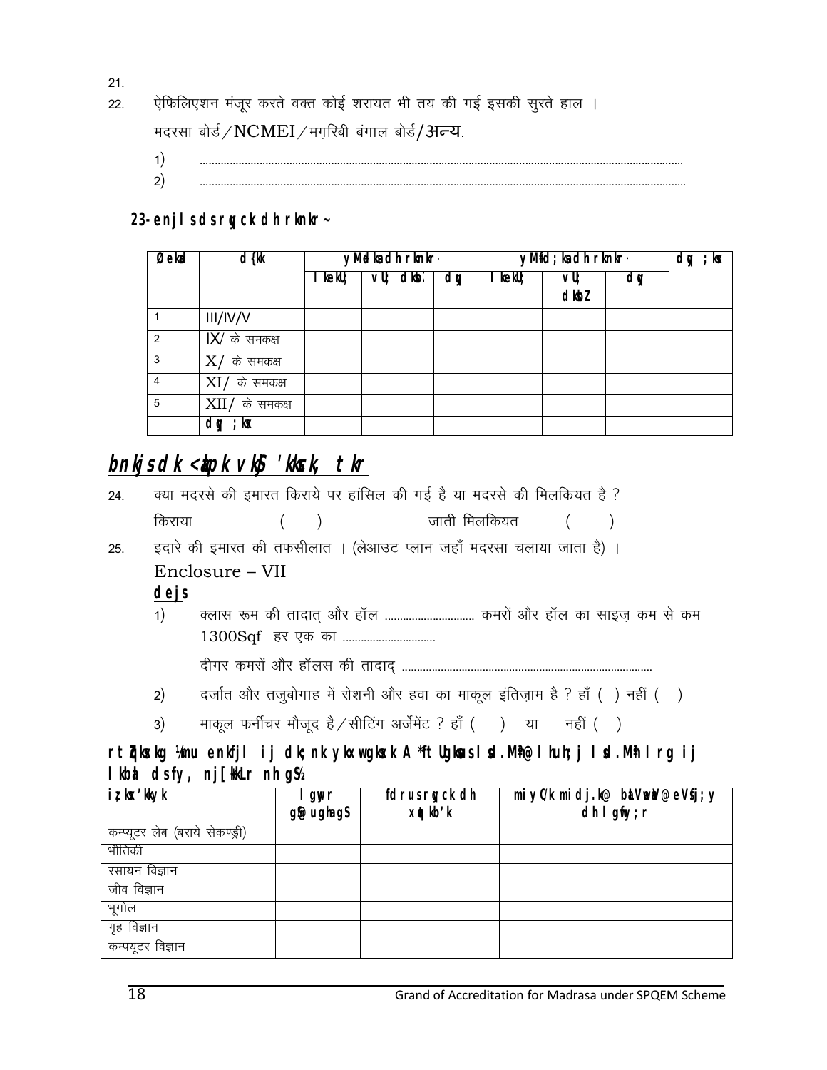21.

22. ऐफिलिएशन मंजूर करते वक्त कोई शरायत भी तय की गई इसकी सुरते हाल ।

मदरसा बोर्ड / NCMEI / मग़रिबी बंगाल बोर्ड/**अन्य**.

1) ..................................................................................................................................................

2) ..................................................................................................................................................

**23- enjls ds rgr cPpksa dh rknkn~**

| Øekad | d{kk | yM+dksa dh rknkn | | | yM+fd;ksa dh rknkn | | | dqy ;ksx |
|---|---|---|---|---|---|---|---|---|
| | | lkekU; | vU; dkSa | dqy | lkekU; | vU; dkSZ | dqy | |
| 1 | III/IV/V | | | | | | | |
| 2 | IX/ के समकक्ष | | | | | | | |
| 3 | X/ के समकक्ष | | | | | | | |
| 4 | XI/ के समकक्ष | | | | | | | |
| 5 | XII/ के समकक्ष | | | | | | | |
| | dqy ;ksx | | | | | | | |

## bnkjs dk <kapk vkSj 'kkssk, tkr

24. क्या मदरसे की इमारत किराये पर हांसिल की गई है या मदरसे की मिलकियत है ?

किराया ( ) जाती मिलकियत ( )

25. इदारे की इमारत की तफसीलात । (लेआउट प्लान जहाँ मदरसा चलाया जाता है) ।

Enclosure – VII

**dejs**

1) क्लास रूम की तादात् और हॉल .............................. कमरों और हॉल का साइज़ कम से कम 1300Sqf हर एक का ..............................

दीगर कमरों और हॉलस की तादाद् ....................................................................................

2) दर्जात और तजुबोगाह में रोशनी और हवा का माकूल इंतिज़ाम है ? हाँ ( ) नहीं ( )

3) माकूल फर्नीचर मौजूद है / सीटिंग अर्जेमेंट ? हाँ ( ) या नहीं ( )

**rtqcksZxkg ¼mu enkfjl ij dk;nk ykxw gksxk A *ftUgksus lsd.Mjh@lhfu;j lsd.Mjh lrg ij lkbal dsfy, nj[okLr nh gS½**

| iz;ksx'kkyk | lqfo/kk gS@ ugha gS | fdrus cPpksa dh xqatkb'k | miyC/k midj.k@ baVjusV@eVsfj;y dh lqfo/kk;r |
|---|---|---|---|
| कम्प्यूटर लेब (बराये सेकण्ड्री) | | | |
| भौतिकी | | | |
| रसायन विज्ञान | | | |
| जीव विज्ञान | | | |
| भूगोल | | | |
| गृह विज्ञान | | | |
| कम्पयूटर विज्ञान | | | |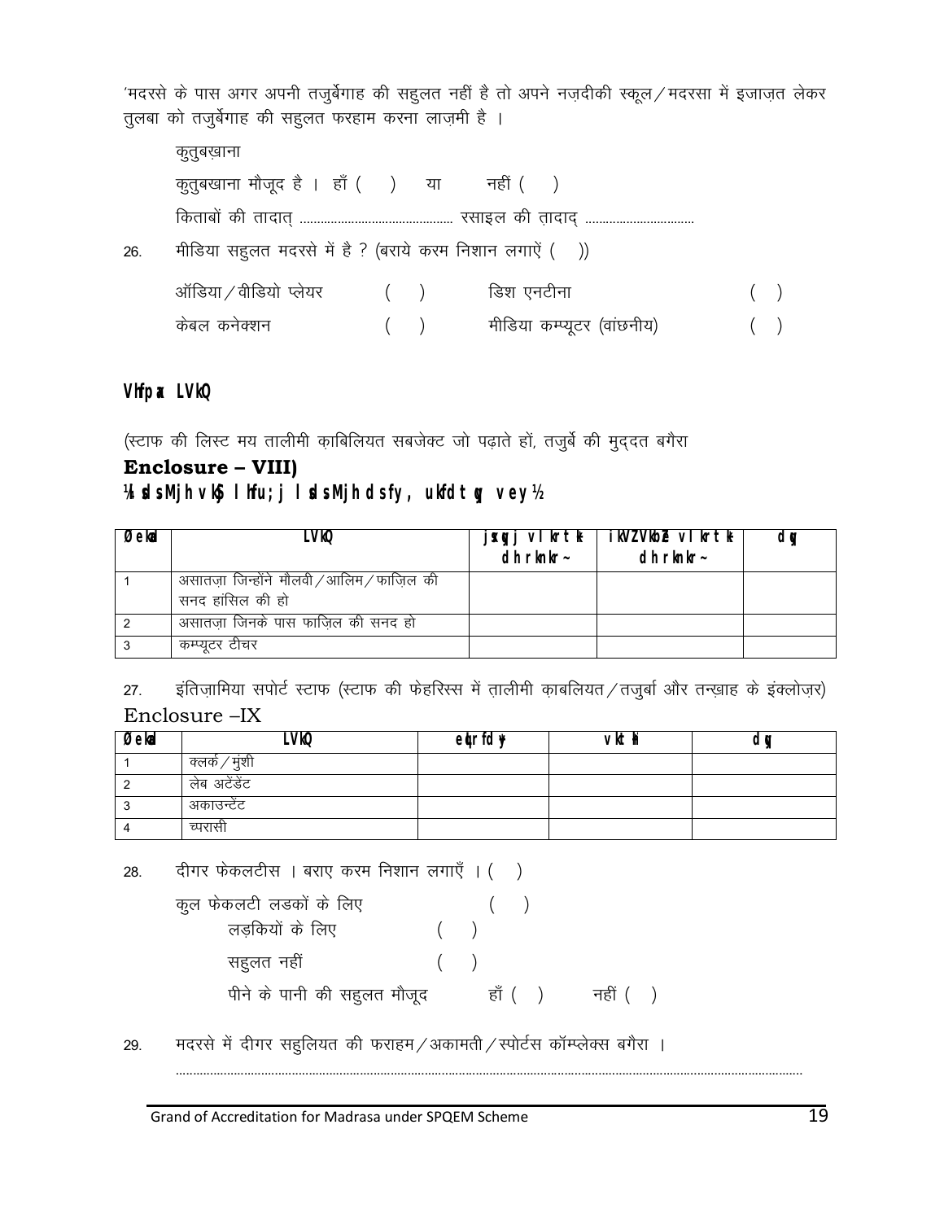'मदरसे के पास अगर अपनी तजुर्बेगाह की सहुलत नहीं है तो अपने नज़दीकी स्कूल / मदरसा में इजाज़त लेकर तुलबा को तजुर्बेगाह की सहुलत फरहाम करना लाज़मी है ।

कुतुबख़ाना

कुतुबखाना मौजूद है । हाँ ( ) या नहीं ( )

किताबों की तादात् ............................................ रसाइल की तादाद् ................................

26. मीडिया सहुलत मदरसे में है ? (बराये करम निशान लगाऐं ( ))

| | | | |
|---|---|---|---|
| ऑडिया / वीडियो प्लेयर | ( ) | डिश एनटीना | ( ) |
| केबल कनेक्शन | ( ) | मीडिया कम्प्यूटर (वांछनीय) | ( ) |

## Vhfpax LVkQ

(स्टाफ की लिस्ट मय तालीमी क़ाबिलियत सबजेक्ट जो पढ़ाते हों, तजुर्बे की मुद्दत बगैरा

**Enclosure – VIII)**

**¼lsdsMjh vkS lhfu;j lsdsMjh dsfy, ukfdt gq vey½**

| Øekad | LVkQ | jsxqyj vlkrtk dh rknkr~ | ikVZVkbe vlkrtk dh rknkr~ | dqy |
|---|---|---|---|---|
| 1 | असातज़ा जिन्होंने मौलवी / आलिम / फाज़िल की सनद हांसिल की हो | | | |
| 2 | असातज़ा जिनके पास फाज़िल की सनद हो | | | |
| 3 | कम्प्यूटर टीचर | | | |

27. इंतिज़ामिया सपोर्ट स्टाफ (स्टाफ की फेहरिस्स में तालीमी क़ाबलियत / तजुर्बा और तन्ख़ाह के इंक्लोज़र)

Enclosure –IX

| Øekad | LVkQ | eqyrfdy | vkjth | dqy |
|---|---|---|---|---|
| 1 | क्लर्क / मुंशी | | | |
| 2 | लेब अटेंडेंट | | | |
| 3 | अकाउन्टेंट | | | |
| 4 | च्परासी | | | |

28. दीगर फेकलटीस । बराए करम निशान लगाएँ । ( )

कुल फेकलटी लडकों के लिए ( )

लड़कियों के लिए ( )

सहुलत नहीं ( )

पीने के पानी की सहुलत मौजूद हाँ ( ) नहीं ( )

29. मदरसे में दीगर सहुलियत की फराहम / अकामती / स्पोर्टस कॉम्प्लेक्स बगैरा ।

..............................................................................................................................................................................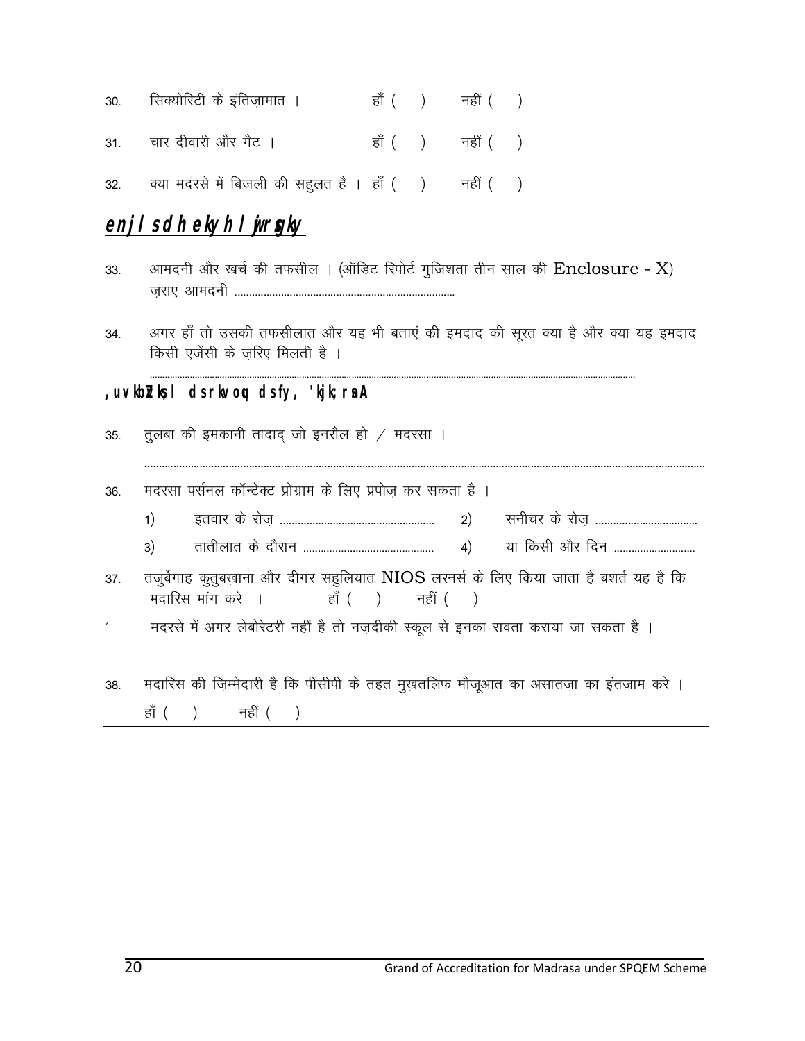30. सिक्योरिटी के इंतिज़ामात ।  हाँ (  )  नहीं (  )

31. चार दीवारी और गैट ।  हाँ (  )  नहीं (  )

32. क्या मदरसे में बिजली की सहुलत है । हाँ (  )  नहीं (  )

## enjls dh ekyh lwjrsgky

33. आमदनी और खर्च की तफसील । (ऑडिट रिपोर्ट गुजिशता तीन साल की Enclosure - X)
ज़राए आमदनी ...........................................................................

34. अगर हाँ तो उसकी तफसीलात और यह भी बताएं की इमदाद की सूरत क्या है और क्या यह इमदाद किसी एजेंसी के ज़रिए मिलती है ।
...........................................................................................................................................................................

## ,uvkbZvks,l dsrkvoqu dsfy, 'kjk;rsaA

35. तुलबा की इमकानी तादाद् जो इनरौल हो / मदरसा ।
...........................................................................................................................................................................

36. मदरसा पर्सनल कॉन्टेक्ट प्रोग्राम के लिए प्रपोज़ कर सकता है ।
    1) इतवार के रोज़ ....................................................  2) सनीचर के रोज़ ..................................
    3) तातीलात के दौरान ............................................  4) या किसी और दिन ............................

37. तजुर्बेगाह कुतुबख़ाना और दीगर सहुलियात NIOS लरनर्स के लिए किया जाता है बशर्त यह है कि मदारिस मांग करे ।  हाँ (  )  नहीं (  )

' मदरसे में अगर लेबोरेटरी नहीं है तो नज़दीकी स्कूल से इनका रावता कराया जा सकता है ।

38. मदारिस की ज़िम्मेदारी है कि पीसीपी के तहत मुख़्तलिफ मौज़ूआत का असातज़ा का इंतजाम करे ।
हाँ (  )  नहीं (  )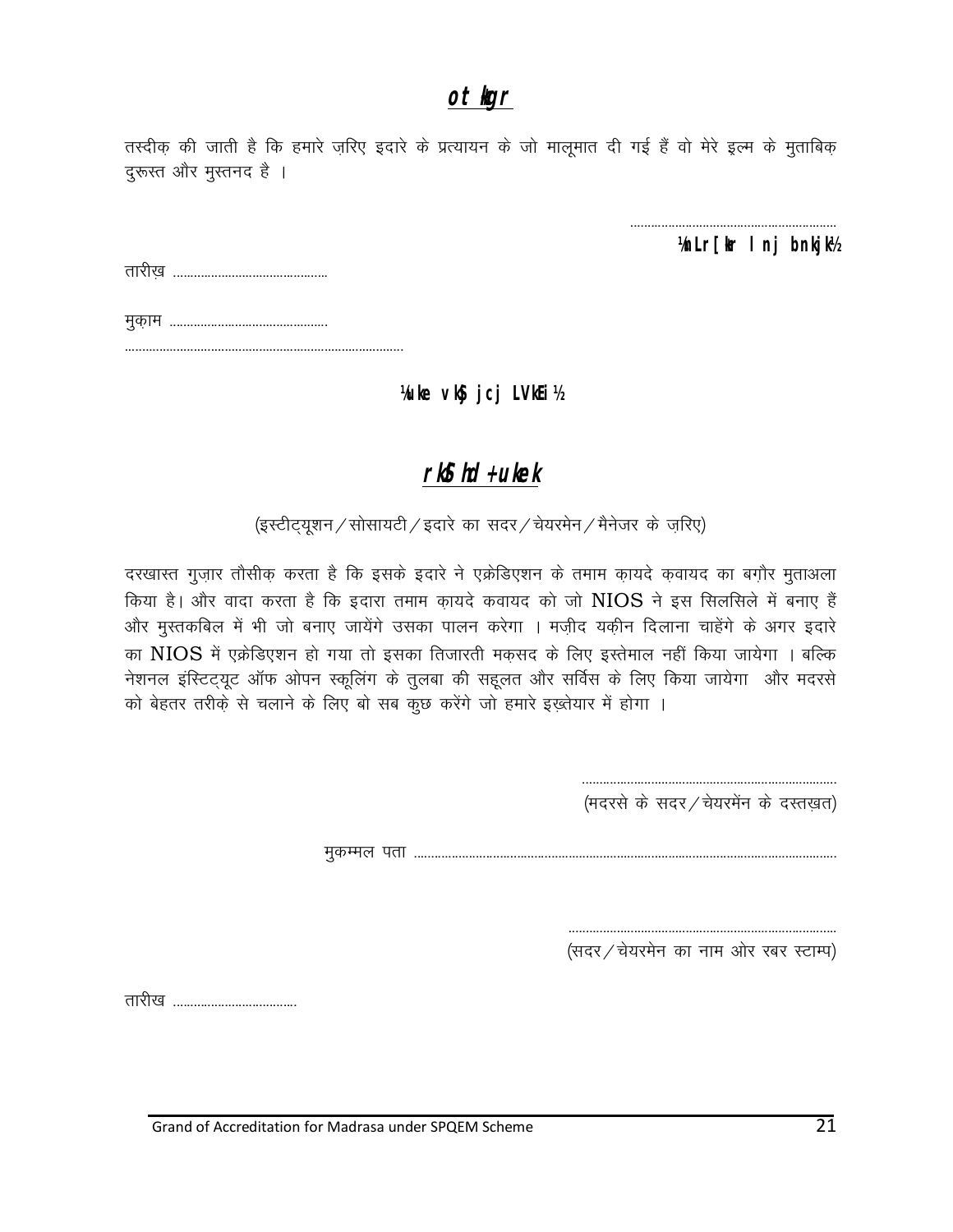## वज़ाहत

तस्दीक़ की जाती है कि हमारे ज़रिए इदारे के प्रत्यायन के जो मालूमात दी गई हैं वो मेरे इल्म के मुताबिक़ दुरूस्त और मुस्तनद है ।

.............................................................

**(दस्तख़त सदर इदारा)**

तारीख़ ............................................

मुक़ाम ............................................

.................................................................................

**(नाम और रबर स्टाम्प)**

## तौसीक़नामा

(इस्टीट्यूशन / सोसायटी / इदारे का सदर / चेयरमेन / मैनेजर के ज़रिए)

दरखास्त गुज़ार तौसीक़ करता है कि इसके इदारे ने एक्रेडिएशन के तमाम क़ायदे क़वायद का बग़ौर मुताअला किया है। और वादा करता है कि इदारा तमाम क़ायदे कवायद को जो NIOS ने इस सिलसिले में बनाए हैं और मुस्तकबिल में भी जो बनाए जायेंगे उसका पालन करेगा । मज़ीद यक़ीन दिलाना चाहेंगे के अगर इदारे का NIOS में एक्रेडिएशन हो गया तो इसका तिजारती मक़सद के लिए इस्तेमाल नहीं किया जायेगा । बल्कि नेशनल इंस्टिट्यूट ऑफ ओपन स्कूलिंग के तुलबा की सहूलत और सर्विस के लिए किया जायेगा और मदरसे को बेहतर तरीक़े से चलाने के लिए बो सब कुछ करेंगे जो हमारे इख़्तेयार में होगा ।

.........................................................................

(मदरसे के सदर / चेयरमेंन के दस्तख़त)

मुकम्मल पता ...........................................................................................................

.........................................................................

(सदर / चेयरमेन का नाम ओर रबर स्टाम्प)

तारीख ...................................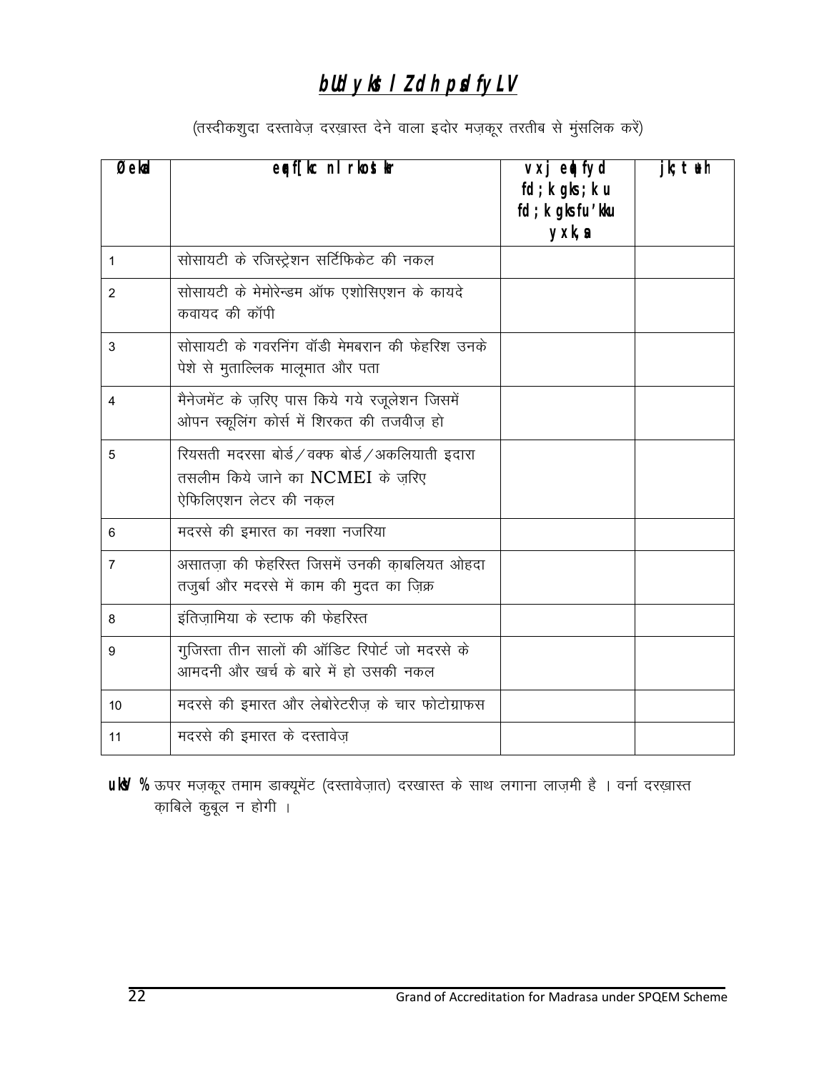# bUdy ksl Zdh pdfyLV

(तस्दीकशुदा दस्तावेज़ दरख़ास्त देने वाला इदोर मज़कूर तरतीब से मुंसलिक करें)

| Øekad | eqf[kc nLrkost kr | vxj eqfyd fd;k gks ;k u fd;k gks fu'kku yxk,a | jk;tuh |
|---|---|---|---|
| 1 | सोसायटी के रजिस्ट्रेशन सर्टिफिकेट की नकल | | |
| 2 | सोसायटी के मेमोरेन्डम ऑफ एशोसिएशन के कायदे कवायद की कॉपी | | |
| 3 | सोसायटी के गवरनिंग वॉडी मेमबरान की फेहरिश उनके पेशे से मुताल्लिक मालूमात और पता | | |
| 4 | मैनेजमेंट के ज़रिए पास किये गये रजूलेशन जिसमें ओपन स्कूलिंग कोर्स में शिरकत की तजवीज़ हो | | |
| 5 | रियसती मदरसा बोर्ड/वक्फ बोर्ड/अकलियाती इदारा तसलीम किये जाने का NCMEI के ज़रिए ऐफिलिएशन लेटर की नक़ल | | |
| 6 | मदरसे की इमारत का नक्शा नजरिया | | |
| 7 | असातज़ा की फेहरिस्त जिसमें उनकी क़ाबलियत ओहदा तजुर्बा और मदरसे में काम की मुदत का ज़िक्र | | |
| 8 | इंतिज़ामिया के स्टाफ की फेहरिस्त | | |
| 9 | गुजिस्ता तीन सालों की ऑडिट रिपोर्ट जो मदरसे के आमदनी और खर्च के बारे में हो उसकी नकल | | |
| 10 | मदरसे की इमारत और लेबोरेटरीज़ के चार फोटोग्राफस | | |
| 11 | मदरसे की इमारत के दस्तावेज़ | | |

**uksV %** ऊपर मज़कूर तमाम डाक्यूमेंट (दस्तावेज़ात) दरखास्त के साथ लगाना लाज़मी है । वर्ना दरख़ास्त क़ाबिले क़ुबूल न होगी ।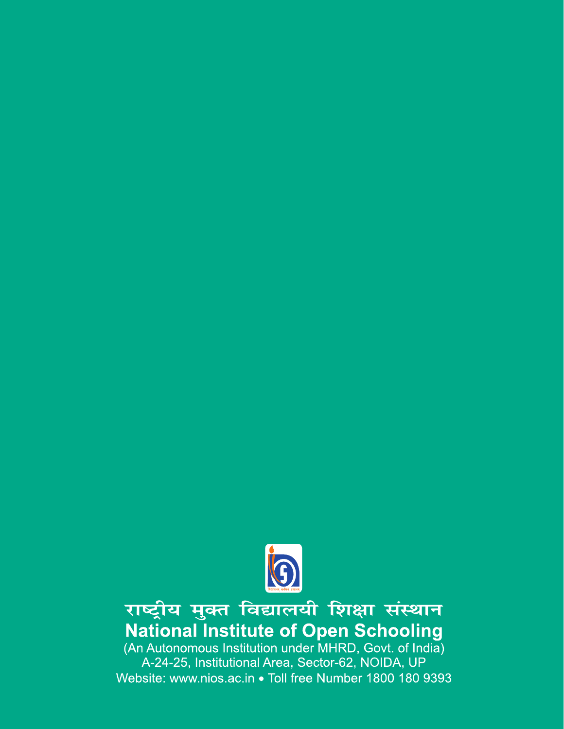राष्ट्रीय मुक्त विद्यालयी शिक्षा संस्थान

**National Institute of Open Schooling**

(An Autonomous Institution under MHRD, Govt. of India)

A-24-25, Institutional Area, Sector-62, NOIDA, UP

Website: www.nios.ac.in • Toll free Number 1800 180 9393